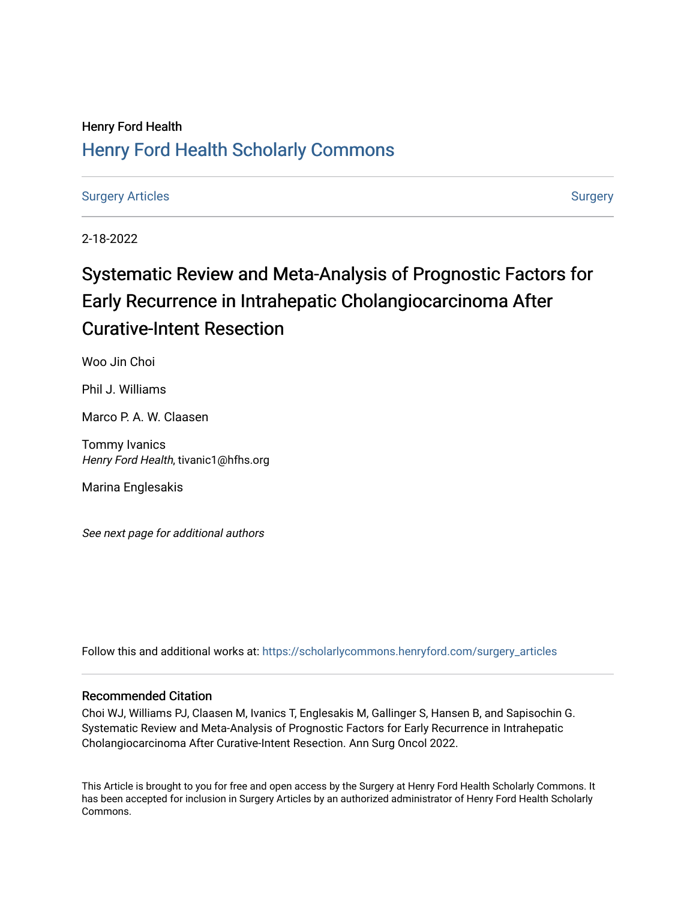Henry Ford Health

## Henry Ford Health Scholarly Commons

Surgery Articles | Surgery

2-18-2022

# Systematic Review and Meta-Analysis of Prognostic Factors for Early Recurrence in Intrahepatic Cholangiocarcinoma After Curative-Intent Resection

Woo Jin Choi

Phil J. Williams

Marco P. A. W. Claasen

Tommy Ivanics
*Henry Ford Health*, tivanic1@hfhs.org

Marina Englesakis

*See next page for additional authors*

Follow this and additional works at: https://scholarlycommons.henryford.com/surgery_articles

### Recommended Citation

Choi WJ, Williams PJ, Claasen M, Ivanics T, Englesakis M, Gallinger S, Hansen B, and Sapisochin G. Systematic Review and Meta-Analysis of Prognostic Factors for Early Recurrence in Intrahepatic Cholangiocarcinoma After Curative-Intent Resection. Ann Surg Oncol 2022.

This Article is brought to you for free and open access by the Surgery at Henry Ford Health Scholarly Commons. It has been accepted for inclusion in Surgery Articles by an authorized administrator of Henry Ford Health Scholarly Commons.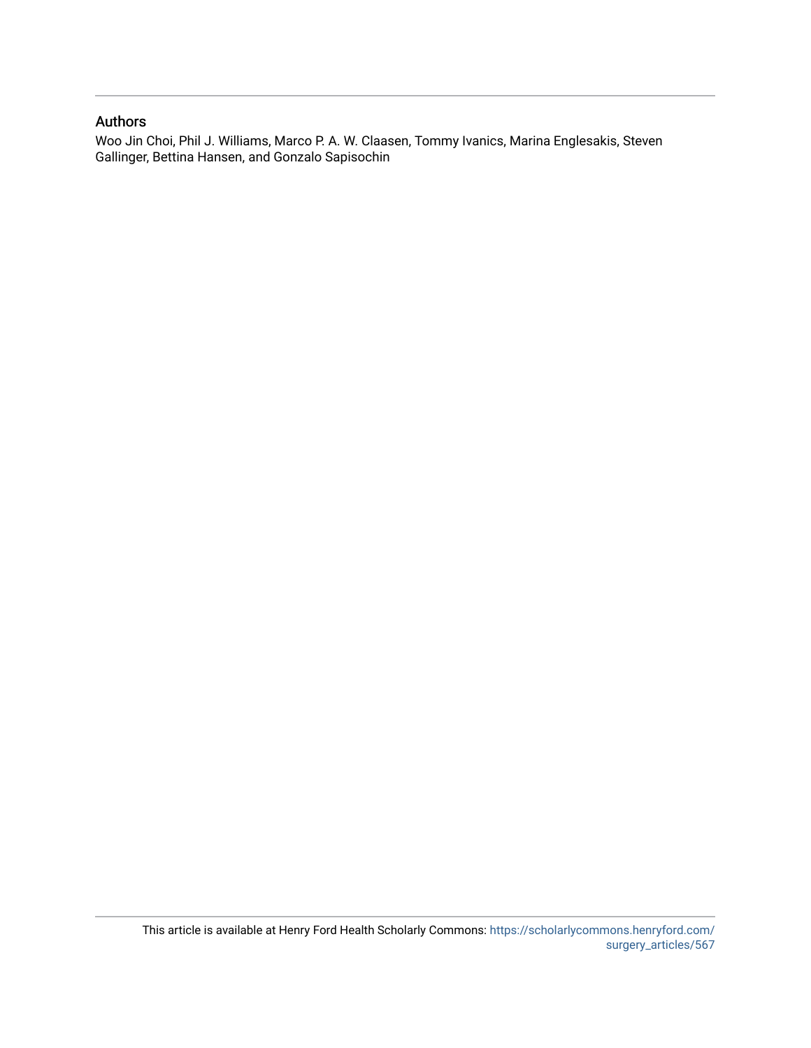## Authors

Woo Jin Choi, Phil J. Williams, Marco P. A. W. Claasen, Tommy Ivanics, Marina Englesakis, Steven Gallinger, Bettina Hansen, and Gonzalo Sapisochin

This article is available at Henry Ford Health Scholarly Commons: https://scholarlycommons.henryford.com/surgery_articles/567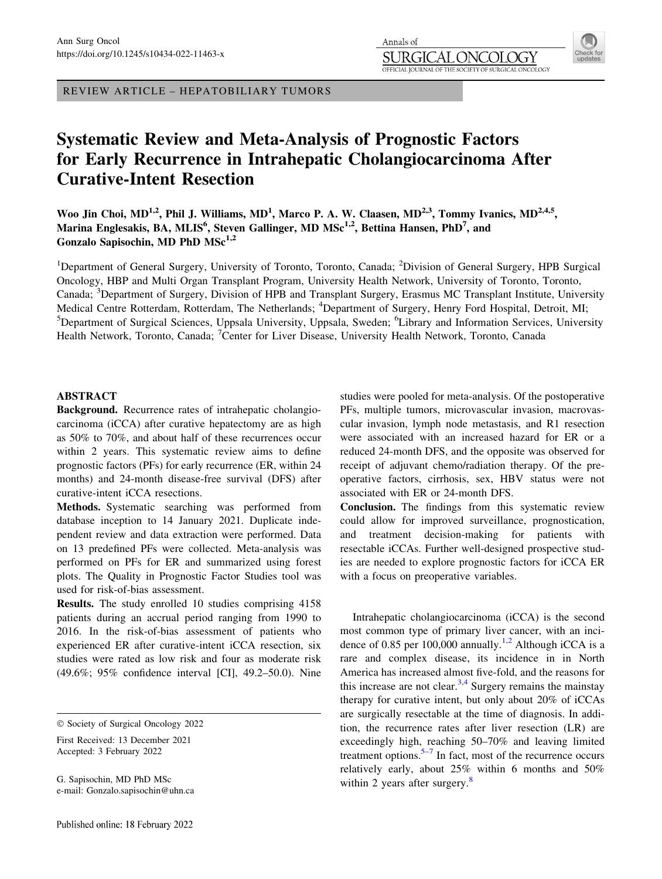REVIEW ARTICLE – HEPATOBILIARY TUMORS

# Systematic Review and Meta-Analysis of Prognostic Factors for Early Recurrence in Intrahepatic Cholangiocarcinoma After Curative-Intent Resection

**Woo Jin Choi, MD[1,2], Phil J. Williams, MD[1], Marco P. A. W. Claasen, MD[2,3], Tommy Ivanics, MD[2,4,5], Marina Englesakis, BA, MLIS[6], Steven Gallinger, MD MSc[1,2], Bettina Hansen, PhD[7], and Gonzalo Sapisochin, MD PhD MSc[1,2]**

[1]Department of General Surgery, University of Toronto, Toronto, Canada; [2]Division of General Surgery, HPB Surgical Oncology, HBP and Multi Organ Transplant Program, University Health Network, University of Toronto, Toronto, Canada; [3]Department of Surgery, Division of HPB and Transplant Surgery, Erasmus MC Transplant Institute, University Medical Centre Rotterdam, Rotterdam, The Netherlands; [4]Department of Surgery, Henry Ford Hospital, Detroit, MI; [5]Department of Surgical Sciences, Uppsala University, Uppsala, Sweden; [6]Library and Information Services, University Health Network, Toronto, Canada; [7]Center for Liver Disease, University Health Network, Toronto, Canada

## ABSTRACT

**Background.** Recurrence rates of intrahepatic cholangiocarcinoma (iCCA) after curative hepatectomy are as high as 50% to 70%, and about half of these recurrences occur within 2 years. This systematic review aims to define prognostic factors (PFs) for early recurrence (ER, within 24 months) and 24-month disease-free survival (DFS) after curative-intent iCCA resections.

**Methods.** Systematic searching was performed from database inception to 14 January 2021. Duplicate independent review and data extraction were performed. Data on 13 predefined PFs were collected. Meta-analysis was performed on PFs for ER and summarized using forest plots. The Quality in Prognostic Factor Studies tool was used for risk-of-bias assessment.

**Results.** The study enrolled 10 studies comprising 4158 patients during an accrual period ranging from 1990 to 2016. In the risk-of-bias assessment of patients who experienced ER after curative-intent iCCA resection, six studies were rated as low risk and four as moderate risk (49.6%; 95% confidence interval [CI], 49.2–50.0). Nine studies were pooled for meta-analysis. Of the postoperative PFs, multiple tumors, microvascular invasion, macrovascular invasion, lymph node metastasis, and R1 resection were associated with an increased hazard for ER or a reduced 24-month DFS, and the opposite was observed for receipt of adjuvant chemo/radiation therapy. Of the preoperative factors, cirrhosis, sex, HBV status were not associated with ER or 24-month DFS.

**Conclusion.** The findings from this systematic review could allow for improved surveillance, prognostication, and treatment decision-making for patients with resectable iCCAs. Further well-designed prospective studies are needed to explore prognostic factors for iCCA ER with a focus on preoperative variables.

© Society of Surgical Oncology 2022

First Received: 13 December 2021
Accepted: 3 February 2022

G. Sapisochin, MD PhD MSc
e-mail: Gonzalo.sapisochin@uhn.ca

Intrahepatic cholangiocarcinoma (iCCA) is the second most common type of primary liver cancer, with an incidence of 0.85 per 100,000 annually.[1,2] Although iCCA is a rare and complex disease, its incidence in North America has increased almost five-fold, and the reasons for this increase are not clear.[3,4] Surgery remains the mainstay therapy for curative intent, but only about 20% of iCCAs are surgically resectable at the time of diagnosis. In addition, the recurrence rates after liver resection (LR) are exceedingly high, reaching 50–70% and leaving limited treatment options.[5–7] In fact, most of the recurrence occurs relatively early, about 25% within 6 months and 50% within 2 years after surgery.[8]

Published online: 18 February 2022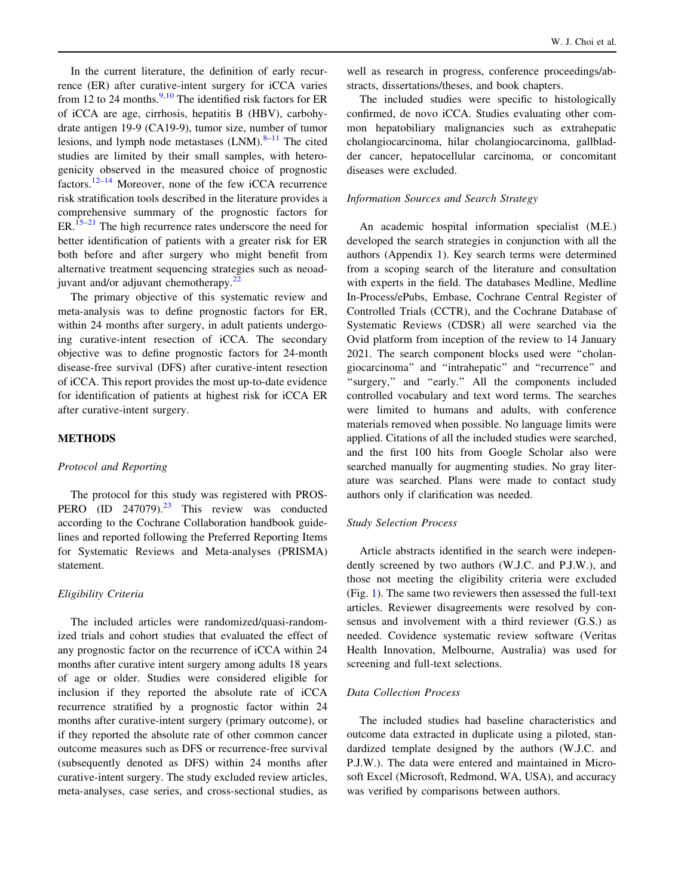In the current literature, the definition of early recurrence (ER) after curative-intent surgery for iCCA varies from 12 to 24 months.[9,10] The identified risk factors for ER of iCCA are age, cirrhosis, hepatitis B (HBV), carbohydrate antigen 19-9 (CA19-9), tumor size, number of tumor lesions, and lymph node metastases (LNM).[8–11] The cited studies are limited by their small samples, with heterogenicity observed in the measured choice of prognostic factors.[12–14] Moreover, none of the few iCCA recurrence risk stratification tools described in the literature provides a comprehensive summary of the prognostic factors for ER.[15–21] The high recurrence rates underscore the need for better identification of patients with a greater risk for ER both before and after surgery who might benefit from alternative treatment sequencing strategies such as neoadjuvant and/or adjuvant chemotherapy.[22]

The primary objective of this systematic review and meta-analysis was to define prognostic factors for ER, within 24 months after surgery, in adult patients undergoing curative-intent resection of iCCA. The secondary objective was to define prognostic factors for 24-month disease-free survival (DFS) after curative-intent resection of iCCA. This report provides the most up-to-date evidence for identification of patients at highest risk for iCCA ER after curative-intent surgery.

## METHODS

### *Protocol and Reporting*

The protocol for this study was registered with PROSPERO (ID 247079).[23] This review was conducted according to the Cochrane Collaboration handbook guidelines and reported following the Preferred Reporting Items for Systematic Reviews and Meta-analyses (PRISMA) statement.

### *Eligibility Criteria*

The included articles were randomized/quasi-randomized trials and cohort studies that evaluated the effect of any prognostic factor on the recurrence of iCCA within 24 months after curative intent surgery among adults 18 years of age or older. Studies were considered eligible for inclusion if they reported the absolute rate of iCCA recurrence stratified by a prognostic factor within 24 months after curative-intent surgery (primary outcome), or if they reported the absolute rate of other common cancer outcome measures such as DFS or recurrence-free survival (subsequently denoted as DFS) within 24 months after curative-intent surgery. The study excluded review articles, meta-analyses, case series, and cross-sectional studies, as well as research in progress, conference proceedings/abstracts, dissertations/theses, and book chapters.

The included studies were specific to histologically confirmed, de novo iCCA. Studies evaluating other common hepatobiliary malignancies such as extrahepatic cholangiocarcinoma, hilar cholangiocarcinoma, gallbladder cancer, hepatocellular carcinoma, or concomitant diseases were excluded.

### *Information Sources and Search Strategy*

An academic hospital information specialist (M.E.) developed the search strategies in conjunction with all the authors (Appendix 1). Key search terms were determined from a scoping search of the literature and consultation with experts in the field. The databases Medline, Medline In-Process/ePubs, Embase, Cochrane Central Register of Controlled Trials (CCTR), and the Cochrane Database of Systematic Reviews (CDSR) all were searched via the Ovid platform from inception of the review to 14 January 2021. The search component blocks used were "cholangiocarcinoma" and "intrahepatic" and "recurrence" and "surgery," and "early." All the components included controlled vocabulary and text word terms. The searches were limited to humans and adults, with conference materials removed when possible. No language limits were applied. Citations of all the included studies were searched, and the first 100 hits from Google Scholar also were searched manually for augmenting studies. No gray literature was searched. Plans were made to contact study authors only if clarification was needed.

### *Study Selection Process*

Article abstracts identified in the search were independently screened by two authors (W.J.C. and P.J.W.), and those not meeting the eligibility criteria were excluded (Fig. 1). The same two reviewers then assessed the full-text articles. Reviewer disagreements were resolved by consensus and involvement with a third reviewer (G.S.) as needed. Covidence systematic review software (Veritas Health Innovation, Melbourne, Australia) was used for screening and full-text selections.

### *Data Collection Process*

The included studies had baseline characteristics and outcome data extracted in duplicate using a piloted, standardized template designed by the authors (W.J.C. and P.J.W.). The data were entered and maintained in Microsoft Excel (Microsoft, Redmond, WA, USA), and accuracy was verified by comparisons between authors.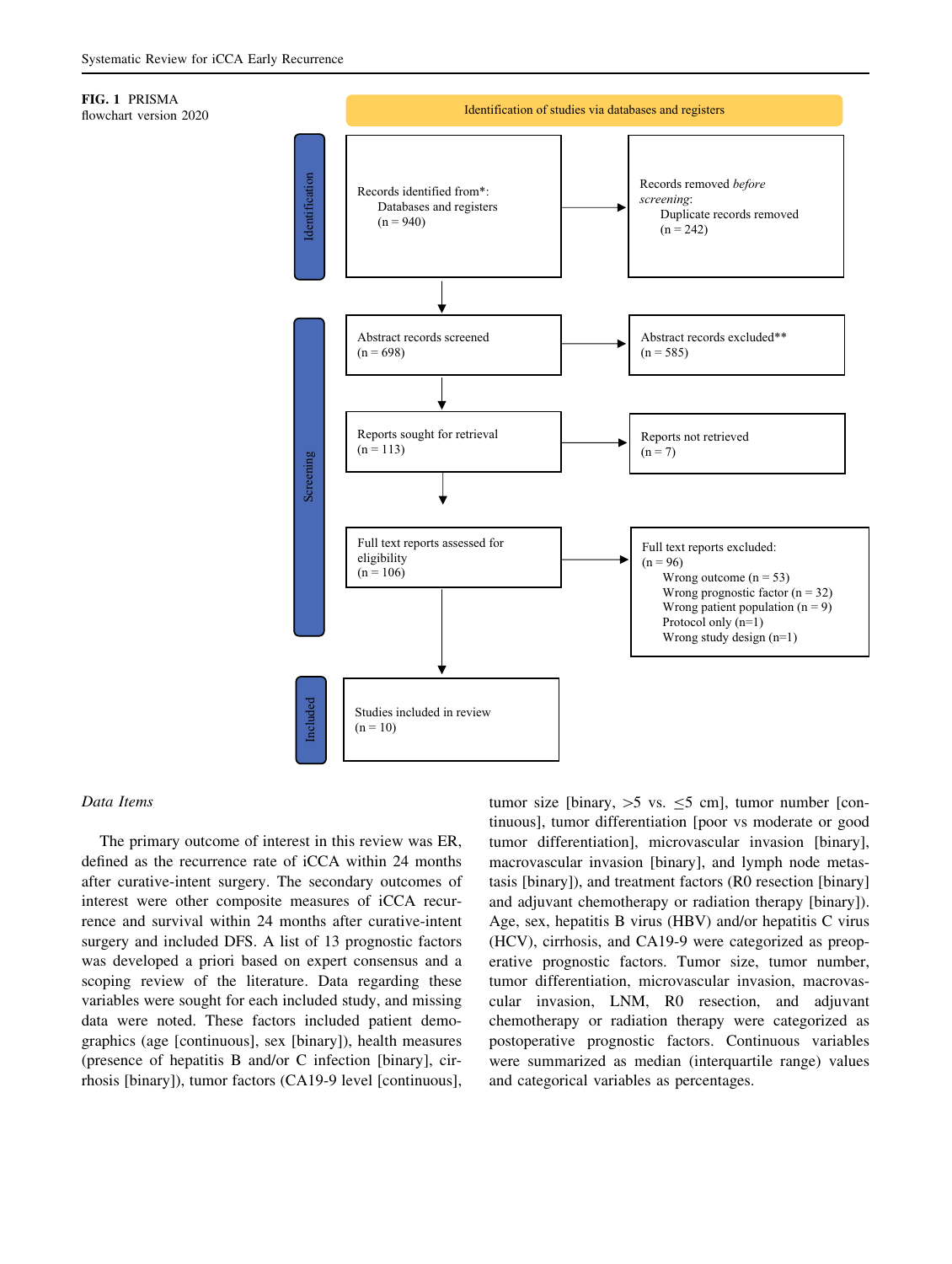**FIG. 1** PRISMA flowchart version 2020

**Identification of studies via databases and registers**

**Identification**

Records identified from*:
Databases and registers
(n = 940)

Records removed *before screening*:
Duplicate records removed
(n = 242)

**Screening**

Abstract records screened
(n = 698)

Abstract records excluded**
(n = 585)

Reports sought for retrieval
(n = 113)

Reports not retrieved
(n = 7)

Full text reports assessed for eligibility
(n = 106)

Full text reports excluded:
(n = 96)
Wrong outcome (n = 53)
Wrong prognostic factor (n = 32)
Wrong patient population (n = 9)
Protocol only (n=1)
Wrong study design (n=1)

**Included**

Studies included in review
(n = 10)

*Data Items*

The primary outcome of interest in this review was ER, defined as the recurrence rate of iCCA within 24 months after curative-intent surgery. The secondary outcomes of interest were other composite measures of iCCA recurrence and survival within 24 months after curative-intent surgery and included DFS. A list of 13 prognostic factors was developed a priori based on expert consensus and a scoping review of the literature. Data regarding these variables were sought for each included study, and missing data were noted. These factors included patient demographics (age [continuous], sex [binary]), health measures (presence of hepatitis B and/or C infection [binary], cirrhosis [binary]), tumor factors (CA19-9 level [continuous], tumor size [binary, >5 vs. ≤5 cm], tumor number [continuous], tumor differentiation [poor vs moderate or good tumor differentiation], microvascular invasion [binary], macrovascular invasion [binary], and lymph node metastasis [binary]), and treatment factors (R0 resection [binary] and adjuvant chemotherapy or radiation therapy [binary]). Age, sex, hepatitis B virus (HBV) and/or hepatitis C virus (HCV), cirrhosis, and CA19-9 were categorized as preoperative prognostic factors. Tumor size, tumor number, tumor differentiation, microvascular invasion, macrovascular invasion, LNM, R0 resection, and adjuvant chemotherapy or radiation therapy were categorized as postoperative prognostic factors. Continuous variables were summarized as median (interquartile range) values and categorical variables as percentages.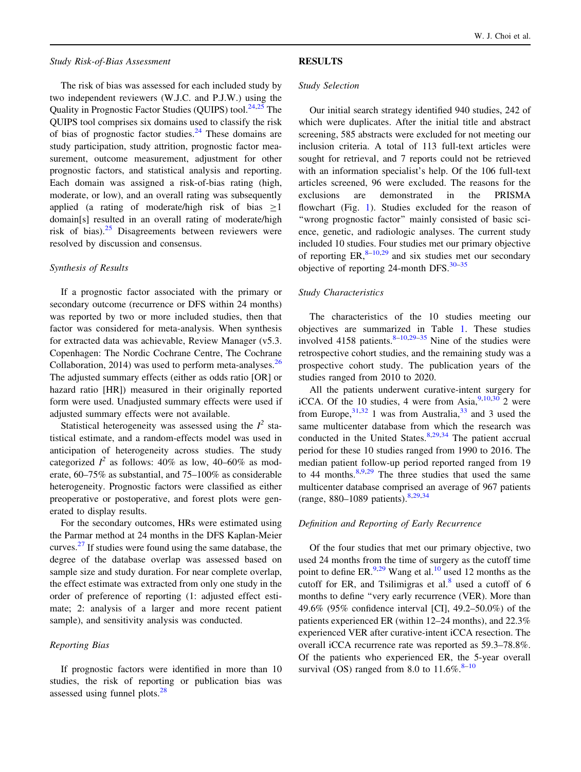### Study Risk-of-Bias Assessment

The risk of bias was assessed for each included study by two independent reviewers (W.J.C. and P.J.W.) using the Quality in Prognostic Factor Studies (QUIPS) tool.[24,25] The QUIPS tool comprises six domains used to classify the risk of bias of prognostic factor studies.[24] These domains are study participation, study attrition, prognostic factor measurement, outcome measurement, adjustment for other prognostic factors, and statistical analysis and reporting. Each domain was assigned a risk-of-bias rating (high, moderate, or low), and an overall rating was subsequently applied (a rating of moderate/high risk of bias $\geq 1$ domain[s] resulted in an overall rating of moderate/high risk of bias).[25] Disagreements between reviewers were resolved by discussion and consensus.

### Synthesis of Results

If a prognostic factor associated with the primary or secondary outcome (recurrence or DFS within 24 months) was reported by two or more included studies, then that factor was considered for meta-analysis. When synthesis for extracted data was achievable, Review Manager (v5.3. Copenhagen: The Nordic Cochrane Centre, The Cochrane Collaboration, 2014) was used to perform meta-analyses.[26] The adjusted summary effects (either as odds ratio [OR] or hazard ratio [HR]) measured in their originally reported form were used. Unadjusted summary effects were used if adjusted summary effects were not available.

Statistical heterogeneity was assessed using the $I^2$ statistical estimate, and a random-effects model was used in anticipation of heterogeneity across studies. The study categorized $I^2$ as follows: 40% as low, 40–60% as moderate, 60–75% as substantial, and 75–100% as considerable heterogeneity. Prognostic factors were classified as either preoperative or postoperative, and forest plots were generated to display results.

For the secondary outcomes, HRs were estimated using the Parmar method at 24 months in the DFS Kaplan-Meier curves.[27] If studies were found using the same database, the degree of the database overlap was assessed based on sample size and study duration. For near complete overlap, the effect estimate was extracted from only one study in the order of preference of reporting (1: adjusted effect estimate; 2: analysis of a larger and more recent patient sample), and sensitivity analysis was conducted.

### Reporting Bias

If prognostic factors were identified in more than 10 studies, the risk of reporting or publication bias was assessed using funnel plots.[28]

## RESULTS

### Study Selection

Our initial search strategy identified 940 studies, 242 of which were duplicates. After the initial title and abstract screening, 585 abstracts were excluded for not meeting our inclusion criteria. A total of 113 full-text articles were sought for retrieval, and 7 reports could not be retrieved with an information specialist's help. Of the 106 full-text articles screened, 96 were excluded. The reasons for the exclusions are demonstrated in the PRISMA flowchart (Fig. 1). Studies excluded for the reason of "wrong prognostic factor" mainly consisted of basic science, genetic, and radiologic analyses. The current study included 10 studies. Four studies met our primary objective of reporting ER,[8–10,29] and six studies met our secondary objective of reporting 24-month DFS.[30–35]

### Study Characteristics

The characteristics of the 10 studies meeting our objectives are summarized in Table 1. These studies involved 4158 patients.[8–10,29–35] Nine of the studies were retrospective cohort studies, and the remaining study was a prospective cohort study. The publication years of the studies ranged from 2010 to 2020.

All the patients underwent curative-intent surgery for iCCA. Of the 10 studies, 4 were from Asia,[9,10,30] 2 were from Europe,[31,32] 1 was from Australia,[33] and 3 used the same multicenter database from which the research was conducted in the United States.[8,29,34] The patient accrual period for these 10 studies ranged from 1990 to 2016. The median patient follow-up period reported ranged from 19 to 44 months.[8,9,29] The three studies that used the same multicenter database comprised an average of 967 patients (range, 880–1089 patients).[8,29,34]

### Definition and Reporting of Early Recurrence

Of the four studies that met our primary objective, two used 24 months from the time of surgery as the cutoff time point to define ER.[9,29] Wang et al.[10] used 12 months as the cutoff for ER, and Tsilimigras et al.[8] used a cutoff of 6 months to define "very early recurrence (VER). More than 49.6% (95% confidence interval [CI], 49.2–50.0%) of the patients experienced ER (within 12–24 months), and 22.3% experienced VER after curative-intent iCCA resection. The overall iCCA recurrence rate was reported as 59.3–78.8%. Of the patients who experienced ER, the 5-year overall survival (OS) ranged from 8.0 to 11.6%.[8–10]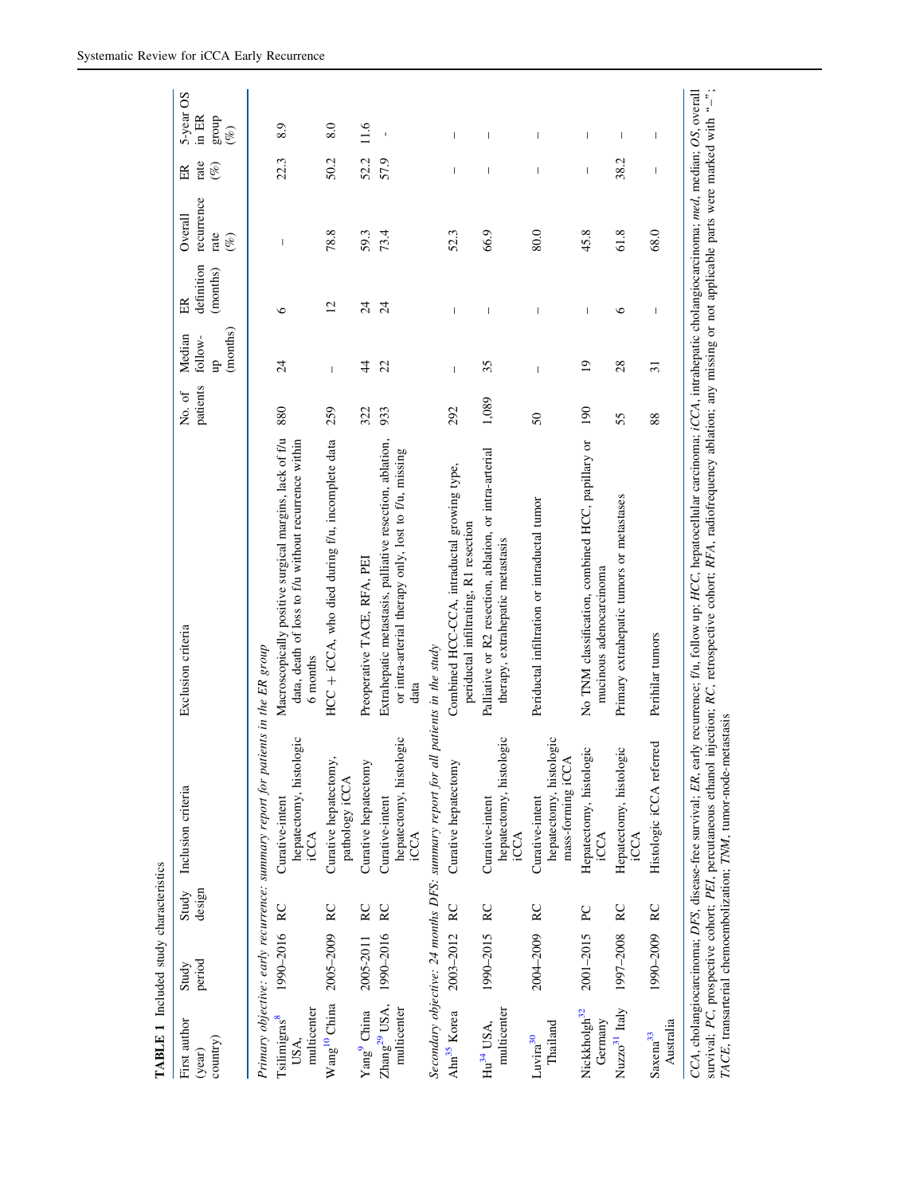**TABLE 1** Included study characteristics

| First author (year) country) | Study period | Study design | Inclusion criteria | Exclusion criteria | No. of patients | Median follow-up (months) | ER definition (months) | Overall recurrence rate (%) | ER rate (%) | 5-year OS in ER group (%) |
|---|---|---|---|---|---|---|---|---|---|---|
| *Primary objective: early recurrence: summary report for patients in the ER group* | | | | | | | | | | |
| Tsilimigras[8] USA, multicenter | 1990–2016 | RC | Curative-intent hepatectomy, histologic iCCA | Macroscopically positive surgical margins, lack of f/u data, death of loss to f/u without recurrence within 6 months | 880 | 24 | 6 | – | 22.3 | 8.9 |
| Wang[10] China | 2005–2009 | RC | Curative hepatectomy, pathology iCCA | HCC + iCCA, who died during f/u, incomplete data | 259 | – | 12 | 78.8 | 50.2 | 8.0 |
| Yang[9] China | 2005-2011 | RC | Curative hepatectomy | Preoperative TACE, RFA, PEI | 322 | 44 | 24 | 59.3 | 52.2 | 11.6 |
| Zhang[29] USA, multicenter | 1990–2016 | RC | Curative-intent hepatectomy, histologic iCCA | Extrahepatic metastasis, palliative resection, ablation, or intra-arterial therapy only, lost to f/u, missing data | 933 | 22 | 24 | 73.4 | 57.9 | - |
| *Secondary objective: 24 months DFS: summary report for all patients in the study* | | | | | | | | | | |
| Ahn[35] Korea | 2003–2012 | RC | Curative hepatectomy | Combined HCC-CCA, intraductal growing type, periductal infiltrating, R1 resection | 292 | – | – | 52.3 | – | – |
| Hu[34] USA, multicenter | 1990–2015 | RC | Curative-intent hepatectomy, histologic iCCA | Palliative or R2 resection, ablation, or intra-arterial therapy, extrahepatic metastasis | 1,089 | 35 | – | 66.9 | – | – |
| Luvira[30] Thailand | 2004–2009 | RC | Curative-intent hepatectomy, histologic mass-forming iCCA | Periductal infiltration or intraductal tumor | 50 | – | – | 80.0 | – | – |
| Nickkholgh[32] Germany | 2001–2015 | PC | Hepatectomy, histologic iCCA | No TNM classification, combined HCC, papillary or mucinous adenocarcinoma | 190 | 19 | – | 45.8 | – | – |
| Nuzzo[31] Italy | 1997–2008 | RC | Hepatectomy, histologic iCCA | Primary extrahepatic tumors or metastases | 55 | 28 | 6 | 61.8 | 38.2 | – |
| Saxena[33] Australia | 1990–2009 | RC | Histologic iCCA referred | Perihilar tumors | 88 | 31 | – | 68.0 | – | – |

*CCA*, cholangiocarcinoma; *DFS*, disease-free survival; *ER*, early recurrence; f/u, follow up; *HCC*, hepatocellular carcinoma; *iCCA*, intrahepatic cholangiocarcinoma; *med*, median; *OS*, overall survival; *PC*, prospective cohort; *PEI*, percutaneous ethanol injection; *RC*, retrospective cohort; *RFA*, radiofrequency ablation; any missing or not applicable parts were marked with "–"; *TACE*, transarterial chemoembolization; *TNM*, tumor-node-metastasis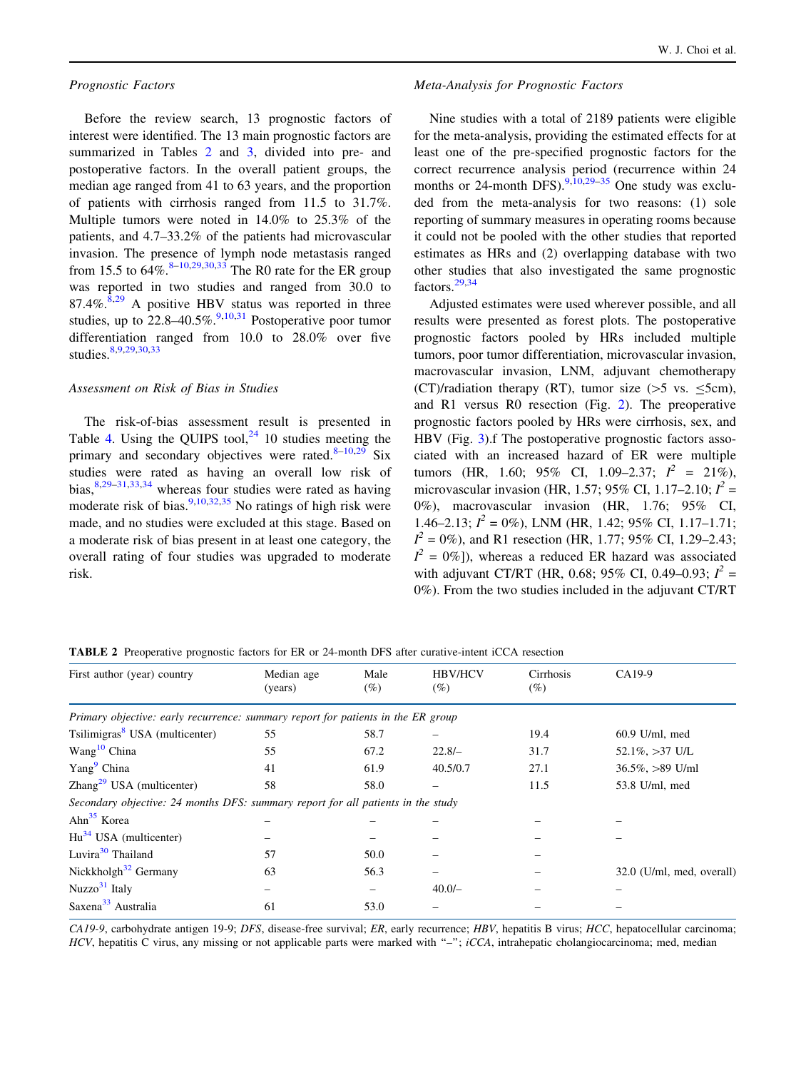### Prognostic Factors

Before the review search, 13 prognostic factors of interest were identified. The 13 main prognostic factors are summarized in Tables 2 and 3, divided into pre- and postoperative factors. In the overall patient groups, the median age ranged from 41 to 63 years, and the proportion of patients with cirrhosis ranged from 11.5 to 31.7%. Multiple tumors were noted in 14.0% to 25.3% of the patients, and 4.7–33.2% of the patients had microvascular invasion. The presence of lymph node metastasis ranged from 15.5 to 64%.[8–10,29,30,33] The R0 rate for the ER group was reported in two studies and ranged from 30.0 to 87.4%.[8,29] A positive HBV status was reported in three studies, up to 22.8–40.5%.[9,10,31] Postoperative poor tumor differentiation ranged from 10.0 to 28.0% over five studies.[8,9,29,30,33]

### Assessment on Risk of Bias in Studies

The risk-of-bias assessment result is presented in Table 4. Using the QUIPS tool,[24] 10 studies meeting the primary and secondary objectives were rated.[8–10,29] Six studies were rated as having an overall low risk of bias,[8,29–31,33,34] whereas four studies were rated as having moderate risk of bias.[9,10,32,35] No ratings of high risk were made, and no studies were excluded at this stage. Based on a moderate risk of bias present in at least one category, the overall rating of four studies was upgraded to moderate risk.

### Meta-Analysis for Prognostic Factors

Nine studies with a total of 2189 patients were eligible for the meta-analysis, providing the estimated effects for at least one of the pre-specified prognostic factors for the correct recurrence analysis period (recurrence within 24 months or 24-month DFS).[9,10,29–35] One study was excluded from the meta-analysis for two reasons: (1) sole reporting of summary measures in operating rooms because it could not be pooled with the other studies that reported estimates as HRs and (2) overlapping database with two other studies that also investigated the same prognostic factors.[29,34]

Adjusted estimates were used wherever possible, and all results were presented as forest plots. The postoperative prognostic factors pooled by HRs included multiple tumors, poor tumor differentiation, microvascular invasion, macrovascular invasion, LNM, adjuvant chemotherapy (CT)/radiation therapy (RT), tumor size (>5 vs. ≤5cm), and R1 versus R0 resection (Fig. 2). The preoperative prognostic factors pooled by HRs were cirrhosis, sex, and HBV (Fig. 3).f The postoperative prognostic factors associated with an increased hazard of ER were multiple tumors (HR, 1.60; 95% CI, 1.09–2.37; $I^2$ = 21%), microvascular invasion (HR, 1.57; 95% CI, 1.17–2.10; $I^2$ = 0%), macrovascular invasion (HR, 1.76; 95% CI, 1.46–2.13; $I^2$ = 0%), LNM (HR, 1.42; 95% CI, 1.17–1.71; $I^2$ = 0%), and R1 resection (HR, 1.77; 95% CI, 1.29–2.43; $I^2$ = 0%]), whereas a reduced ER hazard was associated with adjuvant CT/RT (HR, 0.68; 95% CI, 0.49–0.93; $I^2$ = 0%). From the two studies included in the adjuvant CT/RT

**TABLE 2** Preoperative prognostic factors for ER or 24-month DFS after curative-intent iCCA resection

| First author (year) country | Median age (years) | Male (%) | HBV/HCV (%) | Cirrhosis (%) | CA19-9 |
|---|---|---|---|---|---|
| *Primary objective: early recurrence: summary report for patients in the ER group* | | | | | |
| Tsilimigras[8] USA (multicenter) | 55 | 58.7 | – | 19.4 | 60.9 U/ml, med |
| Wang[10] China | 55 | 67.2 | 22.8/– | 31.7 | 52.1%, >37 U/L |
| Yang[9] China | 41 | 61.9 | 40.5/0.7 | 27.1 | 36.5%, >89 U/ml |
| Zhang[29] USA (multicenter) | 58 | 58.0 | – | 11.5 | 53.8 U/ml, med |
| *Secondary objective: 24 months DFS: summary report for all patients in the study* | | | | | |
| Ahn[35] Korea | – | – | – | – | – |
| Hu[34] USA (multicenter) | – | – | – | – | – |
| Luvira[30] Thailand | 57 | 50.0 | – | – | |
| Nickkholgh[32] Germany | 63 | 56.3 | – | – | 32.0 (U/ml, med, overall) |
| Nuzzo[31] Italy | – | – | 40.0/– | – | – |
| Saxena[33] Australia | 61 | 53.0 | – | – | – |

*CA19-9*, carbohydrate antigen 19-9; *DFS*, disease-free survival; *ER*, early recurrence; *HBV*, hepatitis B virus; *HCC*, hepatocellular carcinoma; *HCV*, hepatitis C virus, any missing or not applicable parts were marked with "–"; *iCCA*, intrahepatic cholangiocarcinoma; med, median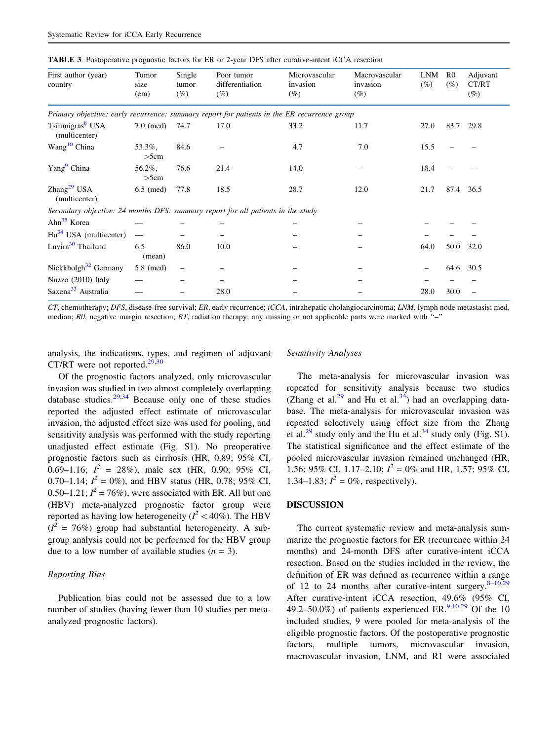**TABLE 3** Postoperative prognostic factors for ER or 2-year DFS after curative-intent iCCA resection

| First author (year) country | Tumor size (cm) | Single tumor (%) | Poor tumor differentiation (%) | Microvascular invasion (%) | Macrovascular invasion (%) | LNM (%) | R0 (%) | Adjuvant CT/RT (%) |
|---|---|---|---|---|---|---|---|---|
| *Primary objective: early recurrence: summary report for patients in the ER recurrence group* | | | | | | | | |
| Tsilimigras[8] USA (multicenter) | 7.0 (med) | 74.7 | 17.0 | 33.2 | 11.7 | 27.0 | 83.7 | 29.8 |
| Wang[10] China | 53.3%, >5cm | 84.6 | – | 4.7 | 7.0 | 15.5 | – | – |
| Yang[9] China | 56.2%, >5cm | 76.6 | 21.4 | 14.0 | – | 18.4 | – | – |
| Zhang[29] USA (multicenter) | 6.5 (med) | 77.8 | 18.5 | 28.7 | 12.0 | 21.7 | 87.4 | 36.5 |
| *Secondary objective: 24 months DFS: summary report for all patients in the study* | | | | | | | | |
| Ahn[35] Korea | — | – | – | – | – | – | – | – |
| Hu[34] USA (multicenter) | — | – | – | – | – | – | – | – |
| Luvira[30] Thailand | 6.5 (mean) | 86.0 | 10.0 | – | – | 64.0 | 50.0 | 32.0 |
| Nickkholgh[32] Germany | 5.8 (med) | – | – | – | – | – | 64.6 | 30.5 |
| Nuzzo (2010) Italy | — | – | – | – | – | – | – | – |
| Saxena[33] Australia | — | – | 28.0 | – | – | 28.0 | 30.0 | – |

*CT*, chemotherapy; *DFS*, disease-free survival; *ER*, early recurrence; *iCCA*, intrahepatic cholangiocarcinoma; *LNM*, lymph node metastasis; med, median; *R0*, negative margin resection; *RT*, radiation therapy; any missing or not applicable parts were marked with "–"

analysis, the indications, types, and regimen of adjuvant CT/RT were not reported.[29,30]

Of the prognostic factors analyzed, only microvascular invasion was studied in two almost completely overlapping database studies.[29,34] Because only one of these studies reported the adjusted effect estimate of microvascular invasion, the adjusted effect size was used for pooling, and sensitivity analysis was performed with the study reporting unadjusted effect estimate (Fig. S1). No preoperative prognostic factors such as cirrhosis (HR, 0.89; 95% CI, 0.69–1.16; $I^2$ = 28%), male sex (HR, 0.90; 95% CI, 0.70–1.14; $I^2$ = 0%), and HBV status (HR, 0.78; 95% CI, 0.50–1.21; $I^2$ = 76%), were associated with ER. All but one (HBV) meta-analyzed prognostic factor group were reported as having low heterogeneity ($I^2 < 40\%$). The HBV ($I^2$ = 76%) group had substantial heterogeneity. A subgroup analysis could not be performed for the HBV group due to a low number of available studies ($n$ = 3).

### Reporting Bias

Publication bias could not be assessed due to a low number of studies (having fewer than 10 studies per meta-analyzed prognostic factors).

### Sensitivity Analyses

The meta-analysis for microvascular invasion was repeated for sensitivity analysis because two studies (Zhang et al.[29] and Hu et al.[34]) had an overlapping database. The meta-analysis for microvascular invasion was repeated selectively using effect size from the Zhang et al.[29] study only and the Hu et al.[34] study only (Fig. S1). The statistical significance and the effect estimate of the pooled microvascular invasion remained unchanged (HR, 1.56; 95% CI, 1.17–2.10; $I^2$ = 0% and HR, 1.57; 95% CI, 1.34–1.83; $I^2$ = 0%, respectively).

## DISCUSSION

The current systematic review and meta-analysis summarize the prognostic factors for ER (recurrence within 24 months) and 24-month DFS after curative-intent iCCA resection. Based on the studies included in the review, the definition of ER was defined as recurrence within a range of 12 to 24 months after curative-intent surgery.[8–10,29] After curative-intent iCCA resection, 49.6% (95% CI, 49.2–50.0%) of patients experienced ER.[9,10,29] Of the 10 included studies, 9 were pooled for meta-analysis of the eligible prognostic factors. Of the postoperative prognostic factors, multiple tumors, microvascular invasion, macrovascular invasion, LNM, and R1 were associated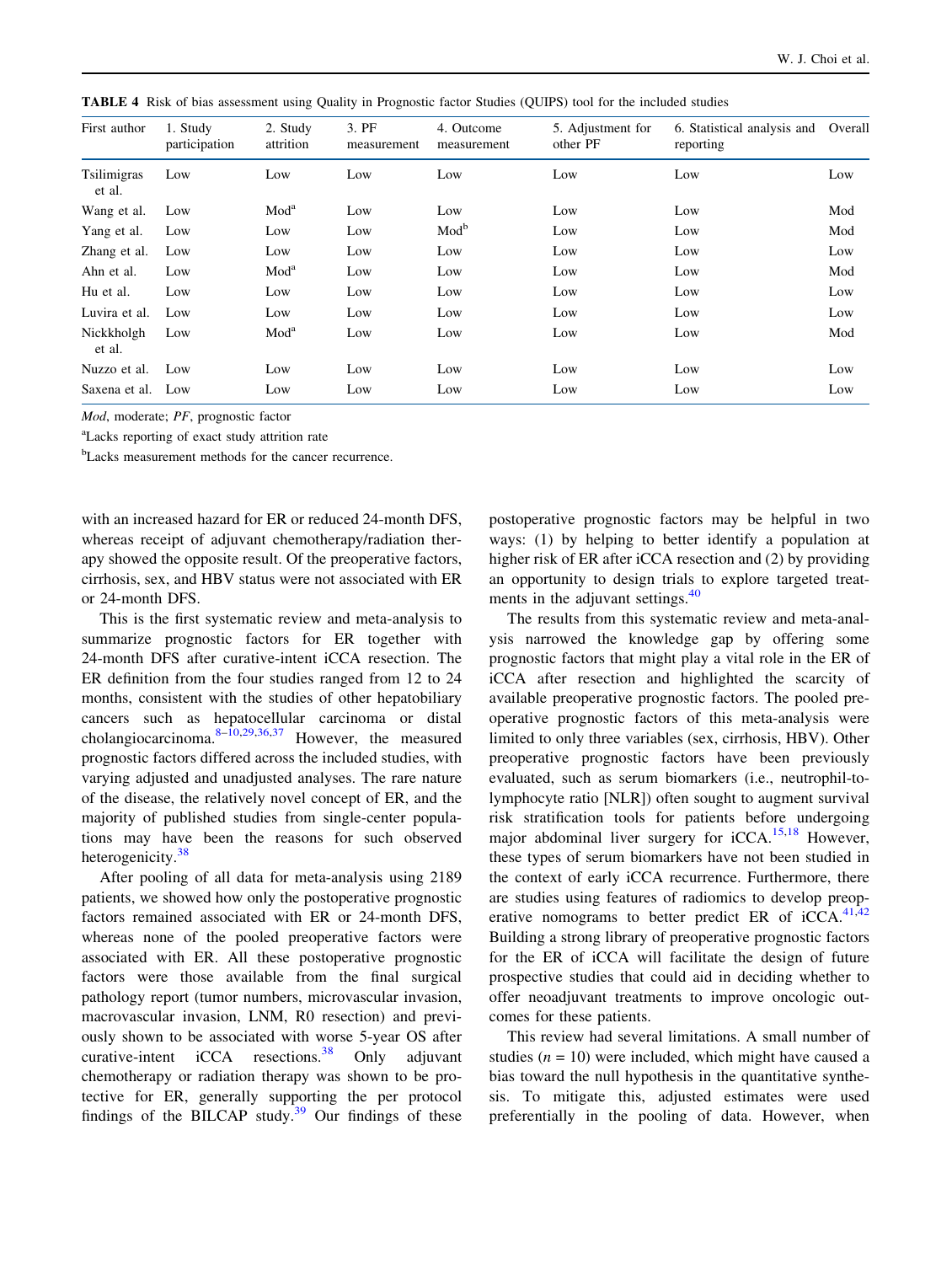**TABLE 4** Risk of bias assessment using Quality in Prognostic factor Studies (QUIPS) tool for the included studies

| First author | 1. Study participation | 2. Study attrition | 3. PF measurement | 4. Outcome measurement | 5. Adjustment for other PF | 6. Statistical analysis and reporting | Overall |
|---|---|---|---|---|---|---|---|
| Tsilimigras et al. | Low | Low | Low | Low | Low | Low | Low |
| Wang et al. | Low | Mod[a] | Low | Low | Low | Low | Mod |
| Yang et al. | Low | Low | Low | Mod[b] | Low | Low | Mod |
| Zhang et al. | Low | Low | Low | Low | Low | Low | Low |
| Ahn et al. | Low | Mod[a] | Low | Low | Low | Low | Mod |
| Hu et al. | Low | Low | Low | Low | Low | Low | Low |
| Luvira et al. | Low | Low | Low | Low | Low | Low | Low |
| Nickkholgh et al. | Low | Mod[a] | Low | Low | Low | Low | Mod |
| Nuzzo et al. | Low | Low | Low | Low | Low | Low | Low |
| Saxena et al. | Low | Low | Low | Low | Low | Low | Low |

*Mod*, moderate; *PF*, prognostic factor

[a]Lacks reporting of exact study attrition rate

[b]Lacks measurement methods for the cancer recurrence.

with an increased hazard for ER or reduced 24-month DFS, whereas receipt of adjuvant chemotherapy/radiation therapy showed the opposite result. Of the preoperative factors, cirrhosis, sex, and HBV status were not associated with ER or 24-month DFS.

This is the first systematic review and meta-analysis to summarize prognostic factors for ER together with 24-month DFS after curative-intent iCCA resection. The ER definition from the four studies ranged from 12 to 24 months, consistent with the studies of other hepatobiliary cancers such as hepatocellular carcinoma or distal cholangiocarcinoma.[8–10,29,36,37] However, the measured prognostic factors differed across the included studies, with varying adjusted and unadjusted analyses. The rare nature of the disease, the relatively novel concept of ER, and the majority of published studies from single-center populations may have been the reasons for such observed heterogenicity.[38]

After pooling of all data for meta-analysis using 2189 patients, we showed how only the postoperative prognostic factors remained associated with ER or 24-month DFS, whereas none of the pooled preoperative factors were associated with ER. All these postoperative prognostic factors were those available from the final surgical pathology report (tumor numbers, microvascular invasion, macrovascular invasion, LNM, R0 resection) and previously shown to be associated with worse 5-year OS after curative-intent iCCA resections.[38] Only adjuvant chemotherapy or radiation therapy was shown to be protective for ER, generally supporting the per protocol findings of the BILCAP study.[39] Our findings of these postoperative prognostic factors may be helpful in two ways: (1) by helping to better identify a population at higher risk of ER after iCCA resection and (2) by providing an opportunity to design trials to explore targeted treatments in the adjuvant settings.[40]

The results from this systematic review and meta-analysis narrowed the knowledge gap by offering some prognostic factors that might play a vital role in the ER of iCCA after resection and highlighted the scarcity of available preoperative prognostic factors. The pooled preoperative prognostic factors of this meta-analysis were limited to only three variables (sex, cirrhosis, HBV). Other preoperative prognostic factors have been previously evaluated, such as serum biomarkers (i.e., neutrophil-to-lymphocyte ratio [NLR]) often sought to augment survival risk stratification tools for patients before undergoing major abdominal liver surgery for iCCA.[15,18] However, these types of serum biomarkers have not been studied in the context of early iCCA recurrence. Furthermore, there are studies using features of radiomics to develop preoperative nomograms to better predict ER of iCCA.[41,42] Building a strong library of preoperative prognostic factors for the ER of iCCA will facilitate the design of future prospective studies that could aid in deciding whether to offer neoadjuvant treatments to improve oncologic outcomes for these patients.

This review had several limitations. A small number of studies ($n = 10$) were included, which might have caused a bias toward the null hypothesis in the quantitative synthesis. To mitigate this, adjusted estimates were used preferentially in the pooling of data. However, when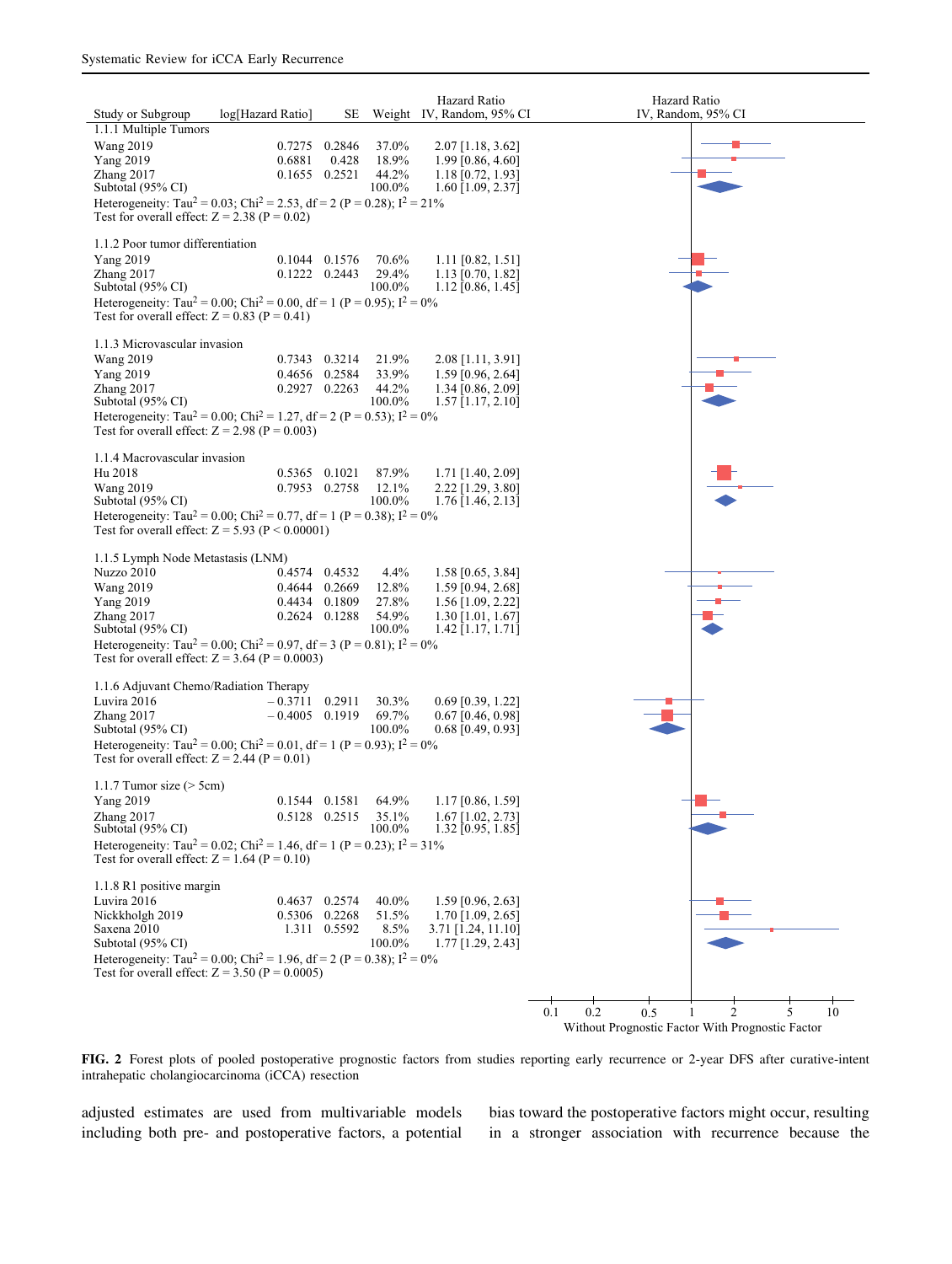| Study or Subgroup | log[Hazard Ratio] | SE | Weight | Hazard Ratio IV, Random, 95% CI |
|---|---|---|---|---|
| **1.1.1 Multiple Tumors** | | | | |
| Wang 2019 | 0.7275 | 0.2846 | 37.0% | 2.07 [1.18, 3.62] |
| Yang 2019 | 0.6881 | 0.428 | 18.9% | 1.99 [0.86, 4.60] |
| Zhang 2017 | 0.1655 | 0.2521 | 44.2% | 1.18 [0.72, 1.93] |
| Subtotal (95% CI) | | | 100.0% | 1.60 [1.09, 2.37] |
| Heterogeneity: $Tau^2 = 0.03$; $Chi^2 = 2.53$, df = 2 (P = 0.28); $I^2 = 21\%$ | | | | |
| Test for overall effect: Z = 2.38 (P = 0.02) | | | | |
| **1.1.2 Poor tumor differentiation** | | | | |
| Yang 2019 | 0.1044 | 0.1576 | 70.6% | 1.11 [0.82, 1.51] |
| Zhang 2017 | 0.1222 | 0.2443 | 29.4% | 1.13 [0.70, 1.82] |
| Subtotal (95% CI) | | | 100.0% | 1.12 [0.86, 1.45] |
| Heterogeneity: $Tau^2 = 0.00$; $Chi^2 = 0.00$, df = 1 (P = 0.95); $I^2 = 0\%$ | | | | |
| Test for overall effect: Z = 0.83 (P = 0.41) | | | | |
| **1.1.3 Microvascular invasion** | | | | |
| Wang 2019 | 0.7343 | 0.3214 | 21.9% | 2.08 [1.11, 3.91] |
| Yang 2019 | 0.4656 | 0.2584 | 33.9% | 1.59 [0.96, 2.64] |
| Zhang 2017 | 0.2927 | 0.2263 | 44.2% | 1.34 [0.86, 2.09] |
| Subtotal (95% CI) | | | 100.0% | 1.57 [1.17, 2.10] |
| Heterogeneity: $Tau^2 = 0.00$; $Chi^2 = 1.27$, df = 2 (P = 0.53); $I^2 = 0\%$ | | | | |
| Test for overall effect: Z = 2.98 (P = 0.003) | | | | |
| **1.1.4 Macrovascular invasion** | | | | |
| Hu 2018 | 0.5365 | 0.1021 | 87.9% | 1.71 [1.40, 2.09] |
| Wang 2019 | 0.7953 | 0.2758 | 12.1% | 2.22 [1.29, 3.80] |
| Subtotal (95% CI) | | | 100.0% | 1.76 [1.46, 2.13] |
| Heterogeneity: $Tau^2 = 0.00$; $Chi^2 = 0.77$, df = 1 (P = 0.38); $I^2 = 0\%$ | | | | |
| Test for overall effect: Z = 5.93 (P < 0.00001) | | | | |
| **1.1.5 Lymph Node Metastasis (LNM)** | | | | |
| Nuzzo 2010 | 0.4574 | 0.4532 | 4.4% | 1.58 [0.65, 3.84] |
| Wang 2019 | 0.4644 | 0.2669 | 12.8% | 1.59 [0.94, 2.68] |
| Yang 2019 | 0.4434 | 0.1809 | 27.8% | 1.56 [1.09, 2.22] |
| Zhang 2017 | 0.2624 | 0.1288 | 54.9% | 1.30 [1.01, 1.67] |
| Subtotal (95% CI) | | | 100.0% | 1.42 [1.17, 1.71] |
| Heterogeneity: $Tau^2 = 0.00$; $Chi^2 = 0.97$, df = 3 (P = 0.81); $I^2 = 0\%$ | | | | |
| Test for overall effect: Z = 3.64 (P = 0.0003) | | | | |
| **1.1.6 Adjuvant Chemo/Radiation Therapy** | | | | |
| Luvira 2016 | −0.3711 | 0.2911 | 30.3% | 0.69 [0.39, 1.22] |
| Zhang 2017 | −0.4005 | 0.1919 | 69.7% | 0.67 [0.46, 0.98] |
| Subtotal (95% CI) | | | 100.0% | 0.68 [0.49, 0.93] |
| Heterogeneity: $Tau^2 = 0.00$; $Chi^2 = 0.01$, df = 1 (P = 0.93); $I^2 = 0\%$ | | | | |
| Test for overall effect: Z = 2.44 (P = 0.01) | | | | |
| **1.1.7 Tumor size (> 5cm)** | | | | |
| Yang 2019 | 0.1544 | 0.1581 | 64.9% | 1.17 [0.86, 1.59] |
| Zhang 2017 | 0.5128 | 0.2515 | 35.1% | 1.67 [1.02, 2.73] |
| Subtotal (95% CI) | | | 100.0% | 1.32 [0.95, 1.85] |
| Heterogeneity: $Tau^2 = 0.02$; $Chi^2 = 1.46$, df = 1 (P = 0.23); $I^2 = 31\%$ | | | | |
| Test for overall effect: Z = 1.64 (P = 0.10) | | | | |
| **1.1.8 R1 positive margin** | | | | |
| Luvira 2016 | 0.4637 | 0.2574 | 40.0% | 1.59 [0.96, 2.63] |
| Nickkholgh 2019 | 0.5306 | 0.2268 | 51.5% | 1.70 [1.09, 2.65] |
| Saxena 2010 | 1.311 | 0.5592 | 8.5% | 3.71 [1.24, 11.10] |
| Subtotal (95% CI) | | | 100.0% | 1.77 [1.29, 2.43] |
| Heterogeneity: $Tau^2 = 0.00$; $Chi^2 = 1.96$, df = 2 (P = 0.38); $I^2 = 0\%$ | | | | |
| Test for overall effect: Z = 3.50 (P = 0.0005) | | | | |

Hazard Ratio IV, Random, 95% CI — axis: 0.1, 0.2, 0.5, 1, 2, 5, 10; Without Prognostic Factor / With Prognostic Factor

**FIG. 2** Forest plots of pooled postoperative prognostic factors from studies reporting early recurrence or 2-year DFS after curative-intent intrahepatic cholangiocarcinoma (iCCA) resection

adjusted estimates are used from multivariable models including both pre- and postoperative factors, a potential bias toward the postoperative factors might occur, resulting in a stronger association with recurrence because the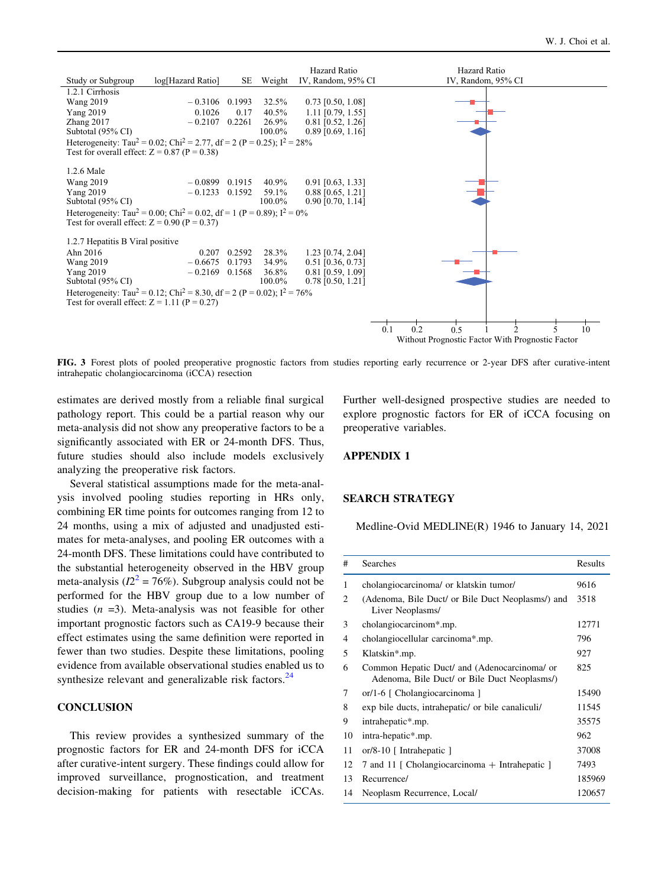| Study or Subgroup | log[Hazard Ratio] | SE | Weight | Hazard Ratio IV, Random, 95% CI |
|---|---|---|---|---|
| **1.2.1 Cirrhosis** | | | | |
| Wang 2019 | −0.3106 | 0.1993 | 32.5% | 0.73 [0.50, 1.08] |
| Yang 2019 | 0.1026 | 0.17 | 40.5% | 1.11 [0.79, 1.55] |
| Zhang 2017 | −0.2107 | 0.2261 | 26.9% | 0.81 [0.52, 1.26] |
| Subtotal (95% CI) | | | 100.0% | 0.89 [0.69, 1.16] |
| Heterogeneity: $Tau^2 = 0.02$; $Chi^2 = 2.77$, df = 2 (P = 0.25); $I^2 = 28\%$ | | | | |
| Test for overall effect: Z = 0.87 (P = 0.38) | | | | |
| **1.2.6 Male** | | | | |
| Wang 2019 | −0.0899 | 0.1915 | 40.9% | 0.91 [0.63, 1.33] |
| Yang 2019 | −0.1233 | 0.1592 | 59.1% | 0.88 [0.65, 1.21] |
| Subtotal (95% CI) | | | 100.0% | 0.90 [0.70, 1.14] |
| Heterogeneity: $Tau^2 = 0.00$; $Chi^2 = 0.02$, df = 1 (P = 0.89); $I^2 = 0\%$ | | | | |
| Test for overall effect: Z = 0.90 (P = 0.37) | | | | |
| **1.2.7 Hepatitis B Viral positive** | | | | |
| Ahn 2016 | 0.207 | 0.2592 | 28.3% | 1.23 [0.74, 2.04] |
| Wang 2019 | −0.6675 | 0.1793 | 34.9% | 0.51 [0.36, 0.73] |
| Yang 2019 | −0.2169 | 0.1568 | 36.8% | 0.81 [0.59, 1.09] |
| Subtotal (95% CI) | | | 100.0% | 0.78 [0.50, 1.21] |
| Heterogeneity: $Tau^2 = 0.12$; $Chi^2 = 8.30$, df = 2 (P = 0.02); $I^2 = 76\%$ | | | | |
| Test for overall effect: Z = 1.11 (P = 0.27) | | | | |

Hazard Ratio IV, Random, 95% CI — axis: 0.1, 0.2, 0.5, 1, 2, 5, 10 — Without Prognostic Factor / With Prognostic Factor

**FIG. 3** Forest plots of pooled preoperative prognostic factors from studies reporting early recurrence or 2-year DFS after curative-intent intrahepatic cholangiocarcinoma (iCCA) resection

estimates are derived mostly from a reliable final surgical pathology report. This could be a partial reason why our meta-analysis did not show any preoperative factors to be a significantly associated with ER or 24-month DFS. Thus, future studies should also include models exclusively analyzing the preoperative risk factors.

Several statistical assumptions made for the meta-analysis involved pooling studies reporting in HRs only, combining ER time points for outcomes ranging from 12 to 24 months, using a mix of adjusted and unadjusted estimates for meta-analyses, and pooling ER outcomes with a 24-month DFS. These limitations could have contributed to the substantial heterogeneity observed in the HBV group meta-analysis ($I2^2 = 76\%$). Subgroup analysis could not be performed for the HBV group due to a low number of studies ($n$ =3). Meta-analysis was not feasible for other important prognostic factors such as CA19-9 because their effect estimates using the same definition were reported in fewer than two studies. Despite these limitations, pooling evidence from available observational studies enabled us to synthesize relevant and generalizable risk factors.[24]

## CONCLUSION

This review provides a synthesized summary of the prognostic factors for ER and 24-month DFS for iCCA after curative-intent surgery. These findings could allow for improved surveillance, prognostication, and treatment decision-making for patients with resectable iCCAs. Further well-designed prospective studies are needed to explore prognostic factors for ER of iCCA focusing on preoperative variables.

## APPENDIX 1

## SEARCH STRATEGY

Medline-Ovid MEDLINE(R) 1946 to January 14, 2021

| # | Searches | Results |
|---|---|---|
| 1 | cholangiocarcinoma/ or klatskin tumor/ | 9616 |
| 2 | (Adenoma, Bile Duct/ or Bile Duct Neoplasms/) and Liver Neoplasms/ | 3518 |
| 3 | cholangiocarcinom*.mp. | 12771 |
| 4 | cholangiocellular carcinoma*.mp. | 796 |
| 5 | Klatskin*.mp. | 927 |
| 6 | Common Hepatic Duct/ and (Adenocarcinoma/ or Adenoma, Bile Duct/ or Bile Duct Neoplasms/) | 825 |
| 7 | or/1-6 [ Cholangiocarcinoma ] | 15490 |
| 8 | exp bile ducts, intrahepatic/ or bile canaliculi/ | 11545 |
| 9 | intrahepatic*.mp. | 35575 |
| 10 | intra-hepatic*.mp. | 962 |
| 11 | or/8-10 [ Intrahepatic ] | 37008 |
| 12 | 7 and 11 [ Cholangiocarcinoma + Intrahepatic ] | 7493 |
| 13 | Recurrence/ | 185969 |
| 14 | Neoplasm Recurrence, Local/ | 120657 |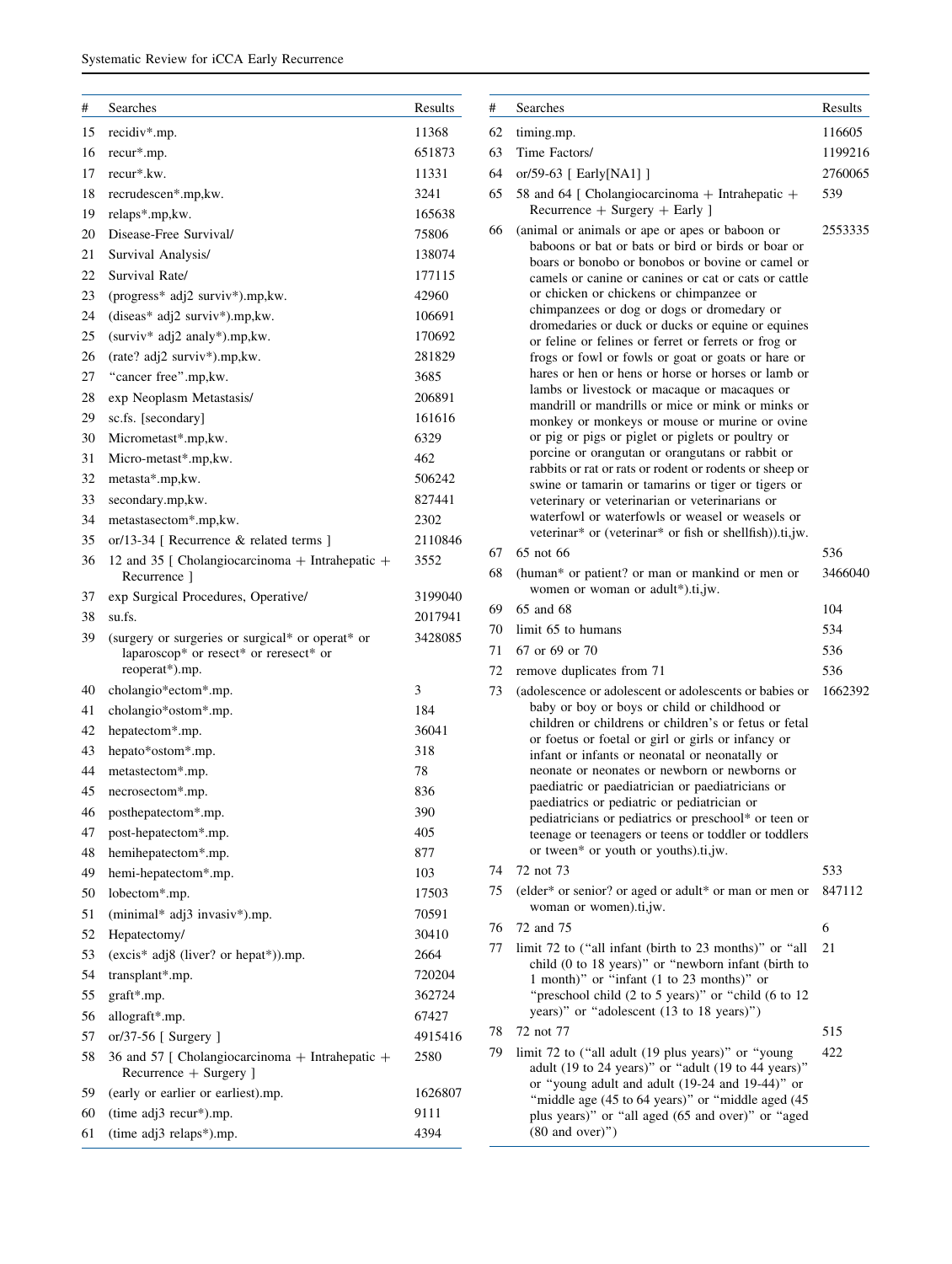| # | Searches | Results |
|---|---|---|
| 15 | recidiv*.mp. | 11368 |
| 16 | recur*.mp. | 651873 |
| 17 | recur*.kw. | 11331 |
| 18 | recrudescen*.mp,kw. | 3241 |
| 19 | relaps*.mp,kw. | 165638 |
| 20 | Disease-Free Survival/ | 75806 |
| 21 | Survival Analysis/ | 138074 |
| 22 | Survival Rate/ | 177115 |
| 23 | (progress* adj2 surviv*).mp,kw. | 42960 |
| 24 | (diseas* adj2 surviv*).mp,kw. | 106691 |
| 25 | (surviv* adj2 analy*).mp,kw. | 170692 |
| 26 | (rate? adj2 surviv*).mp,kw. | 281829 |
| 27 | "cancer free".mp,kw. | 3685 |
| 28 | exp Neoplasm Metastasis/ | 206891 |
| 29 | sc.fs. [secondary] | 161616 |
| 30 | Micrometast*.mp,kw. | 6329 |
| 31 | Micro-metast*.mp,kw. | 462 |
| 32 | metasta*.mp,kw. | 506242 |
| 33 | secondary.mp,kw. | 827441 |
| 34 | metastasectom*.mp,kw. | 2302 |
| 35 | or/13-34 [ Recurrence & related terms ] | 2110846 |
| 36 | 12 and 35 [ Cholangiocarcinoma + Intrahepatic + Recurrence ] | 3552 |
| 37 | exp Surgical Procedures, Operative/ | 3199040 |
| 38 | su.fs. | 2017941 |
| 39 | (surgery or surgeries or surgical* or operat* or laparoscop* or resect* or reresect* or reoperat*).mp. | 3428085 |
| 40 | cholangio*ectom*.mp. | 3 |
| 41 | cholangio*ostom*.mp. | 184 |
| 42 | hepatectom*.mp. | 36041 |
| 43 | hepato*ostom*.mp. | 318 |
| 44 | metastectom*.mp. | 78 |
| 45 | necrosectom*.mp. | 836 |
| 46 | posthepatectom*.mp. | 390 |
| 47 | post-hepatectom*.mp. | 405 |
| 48 | hemihepatectom*.mp. | 877 |
| 49 | hemi-hepatectom*.mp. | 103 |
| 50 | lobectom*.mp. | 17503 |
| 51 | (minimal* adj3 invasiv*).mp. | 70591 |
| 52 | Hepatectomy/ | 30410 |
| 53 | (excis* adj8 (liver? or hepat*)).mp. | 2664 |
| 54 | transplant*.mp. | 720204 |
| 55 | graft*.mp. | 362724 |
| 56 | allograft*.mp. | 67427 |
| 57 | or/37-56 [ Surgery ] | 4915416 |
| 58 | 36 and 57 [ Cholangiocarcinoma + Intrahepatic + Recurrence + Surgery ] | 2580 |
| 59 | (early or earlier or earliest).mp. | 1626807 |
| 60 | (time adj3 recur*).mp. | 9111 |
| 61 | (time adj3 relaps*).mp. | 4394 |
| 62 | timing.mp. | 116605 |
| 63 | Time Factors/ | 1199216 |
| 64 | or/59-63 [ Early[NA1] ] | 2760065 |
| 65 | 58 and 64 [ Cholangiocarcinoma + Intrahepatic + Recurrence + Surgery + Early ] | 539 |
| 66 | (animal or animals or ape or apes or baboon or baboons or bat or bats or bird or birds or boar or boars or bonobo or bonobos or bovine or camel or camels or canine or canines or cat or cats or cattle or chicken or chickens or chimpanzee or chimpanzees or dog or dogs or dromedary or dromedaries or duck or ducks or equine or equines or feline or felines or ferret or ferrets or frog or frogs or fowl or fowls or goat or goats or hare or hares or hen or hens or horse or horses or lamb or lambs or livestock or macaque or macaques or mandrill or mandrills or mice or mink or minks or monkey or monkeys or mouse or murine or ovine or pig or pigs or piglet or piglets or poultry or porcine or orangutan or orangutans or rabbit or rabbits or rat or rats or rodent or rodents or sheep or swine or tamarin or tamarins or tiger or tigers or veterinary or veterinarian or veterinarians or waterfowl or waterfowls or weasel or weasels or veterinar* or (veterinar* or fish or shellfish)).ti,jw. | 2553335 |
| 67 | 65 not 66 | 536 |
| 68 | (human* or patient? or man or mankind or men or women or woman or adult*).ti,jw. | 3466040 |
| 69 | 65 and 68 | 104 |
| 70 | limit 65 to humans | 534 |
| 71 | 67 or 69 or 70 | 536 |
| 72 | remove duplicates from 71 | 536 |
| 73 | (adolescence or adolescent or adolescents or babies or baby or boy or boys or child or childhood or children or childrens or children's or fetus or fetal or foetus or foetal or girl or girls or infancy or infant or infants or neonatal or neonatally or neonate or neonates or newborn or newborns or paediatric or paediatrician or paediatricians or paediatrics or pediatric or pediatrician or pediatricians or pediatrics or preschool* or teen or teenage or teenagers or teens or toddler or toddlers or tween* or youth or youths).ti,jw. | 1662392 |
| 74 | 72 not 73 | 533 |
| 75 | (elder* or senior? or aged or adult* or man or men or woman or women).ti,jw. | 847112 |
| 76 | 72 and 75 | 6 |
| 77 | limit 72 to ("all infant (birth to 23 months)" or "all child (0 to 18 years)" or "newborn infant (birth to 1 month)" or "infant (1 to 23 months)" or "preschool child (2 to 5 years)" or "child (6 to 12 years)" or "adolescent (13 to 18 years)") | 21 |
| 78 | 72 not 77 | 515 |
| 79 | limit 72 to ("all adult (19 plus years)" or "young adult (19 to 24 years)" or "adult (19 to 44 years)" or "young adult and adult (19-24 and 19-44)" or "middle age (45 to 64 years)" or "middle aged (45 plus years)" or "all aged (65 and over)" or "aged (80 and over)") | 422 |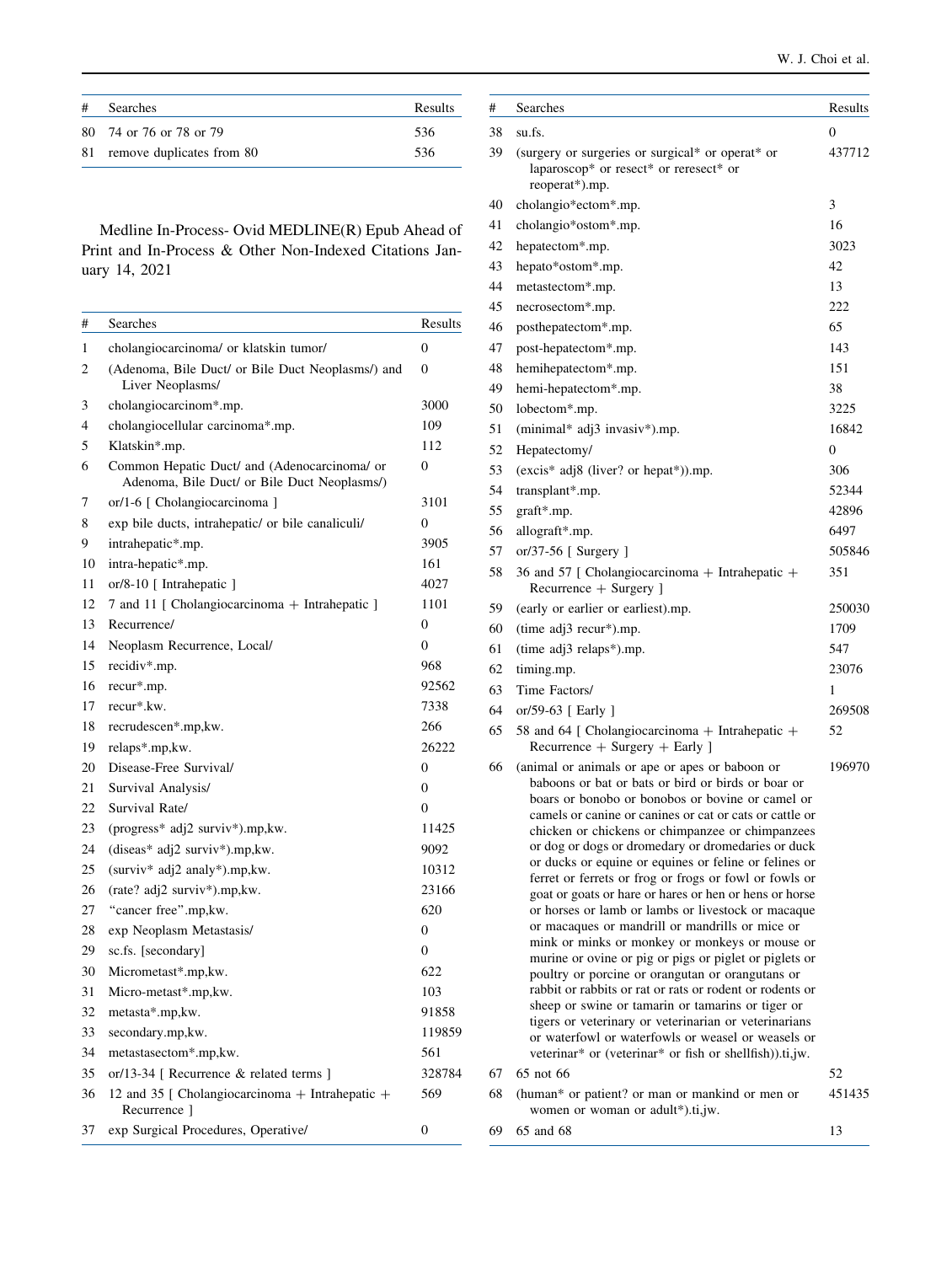| # | Searches | Results |
|---|---|---|
| 80 | 74 or 76 or 78 or 79 | 536 |
| 81 | remove duplicates from 80 | 536 |

Medline In-Process- Ovid MEDLINE(R) Epub Ahead of Print and In-Process & Other Non-Indexed Citations January 14, 2021

| # | Searches | Results |
|---|---|---|
| 1 | cholangiocarcinoma/ or klatskin tumor/ | 0 |
| 2 | (Adenoma, Bile Duct/ or Bile Duct Neoplasms/) and Liver Neoplasms/ | 0 |
| 3 | cholangiocarcinom*.mp. | 3000 |
| 4 | cholangiocellular carcinoma*.mp. | 109 |
| 5 | Klatskin*.mp. | 112 |
| 6 | Common Hepatic Duct/ and (Adenocarcinoma/ or Adenoma, Bile Duct/ or Bile Duct Neoplasms/) | 0 |
| 7 | or/1-6 [ Cholangiocarcinoma ] | 3101 |
| 8 | exp bile ducts, intrahepatic/ or bile canaliculi/ | 0 |
| 9 | intrahepatic*.mp. | 3905 |
| 10 | intra-hepatic*.mp. | 161 |
| 11 | or/8-10 [ Intrahepatic ] | 4027 |
| 12 | 7 and 11 [ Cholangiocarcinoma + Intrahepatic ] | 1101 |
| 13 | Recurrence/ | 0 |
| 14 | Neoplasm Recurrence, Local/ | 0 |
| 15 | recidiv*.mp. | 968 |
| 16 | recur*.mp. | 92562 |
| 17 | recur*.kw. | 7338 |
| 18 | recrudescen*.mp,kw. | 266 |
| 19 | relaps*.mp,kw. | 26222 |
| 20 | Disease-Free Survival/ | 0 |
| 21 | Survival Analysis/ | 0 |
| 22 | Survival Rate/ | 0 |
| 23 | (progress* adj2 surviv*).mp,kw. | 11425 |
| 24 | (diseas* adj2 surviv*).mp,kw. | 9092 |
| 25 | (surviv* adj2 analy*).mp,kw. | 10312 |
| 26 | (rate? adj2 surviv*).mp,kw. | 23166 |
| 27 | "cancer free".mp,kw. | 620 |
| 28 | exp Neoplasm Metastasis/ | 0 |
| 29 | sc.fs. [secondary] | 0 |
| 30 | Micrometast*.mp,kw. | 622 |
| 31 | Micro-metast*.mp,kw. | 103 |
| 32 | metasta*.mp,kw. | 91858 |
| 33 | secondary.mp,kw. | 119859 |
| 34 | metastasectom*.mp,kw. | 561 |
| 35 | or/13-34 [ Recurrence & related terms ] | 328784 |
| 36 | 12 and 35 [ Cholangiocarcinoma + Intrahepatic + Recurrence ] | 569 |
| 37 | exp Surgical Procedures, Operative/ | 0 |
| 38 | su.fs. | 0 |
| 39 | (surgery or surgeries or surgical* or operat* or laparoscop* or resect* or reresect* or reoperat*).mp. | 437712 |
| 40 | cholangio*ectom*.mp. | 3 |
| 41 | cholangio*ostom*.mp. | 16 |
| 42 | hepatectom*.mp. | 3023 |
| 43 | hepato*ostom*.mp. | 42 |
| 44 | metastectom*.mp. | 13 |
| 45 | necrosectom*.mp. | 222 |
| 46 | posthepatectom*.mp. | 65 |
| 47 | post-hepatectom*.mp. | 143 |
| 48 | hemihepatectom*.mp. | 151 |
| 49 | hemi-hepatectom*.mp. | 38 |
| 50 | lobectom*.mp. | 3225 |
| 51 | (minimal* adj3 invasiv*).mp. | 16842 |
| 52 | Hepatectomy/ | 0 |
| 53 | (excis* adj8 (liver? or hepat*)).mp. | 306 |
| 54 | transplant*.mp. | 52344 |
| 55 | graft*.mp. | 42896 |
| 56 | allograft*.mp. | 6497 |
| 57 | or/37-56 [ Surgery ] | 505846 |
| 58 | 36 and 57 [ Cholangiocarcinoma + Intrahepatic + Recurrence + Surgery ] | 351 |
| 59 | (early or earlier or earliest).mp. | 250030 |
| 60 | (time adj3 recur*).mp. | 1709 |
| 61 | (time adj3 relaps*).mp. | 547 |
| 62 | timing.mp. | 23076 |
| 63 | Time Factors/ | 1 |
| 64 | or/59-63 [ Early ] | 269508 |
| 65 | 58 and 64 [ Cholangiocarcinoma + Intrahepatic + Recurrence + Surgery + Early ] | 52 |
| 66 | (animal or animals or ape or apes or baboon or baboons or bat or bats or bird or birds or boar or boars or bonobo or bonobos or bovine or camel or camels or canine or canines or cat or cats or cattle or chicken or chickens or chimpanzee or chimpanzees or dog or dogs or dromedary or dromedaries or duck or ducks or equine or equines or feline or felines or ferret or ferrets or frog or frogs or fowl or fowls or goat or goats or hare or hares or hen or hens or horse or horses or lamb or lambs or livestock or macaque or macaques or mandrill or mandrills or mice or mink or minks or monkey or monkeys or mouse or murine or ovine or pig or pigs or piglet or piglets or poultry or porcine or orangutan or orangutans or rabbit or rabbits or rat or rats or rodent or rodents or sheep or swine or tamarin or tamarins or tiger or tigers or veterinary or veterinarian or veterinarians or waterfowl or waterfowls or weasel or weasels or veterinar* or (veterinar* or fish or shellfish)).ti,jw. | 196970 |
| 67 | 65 not 66 | 52 |
| 68 | (human* or patient? or man or mankind or men or women or woman or adult*).ti,jw. | 451435 |
| 69 | 65 and 68 | 13 |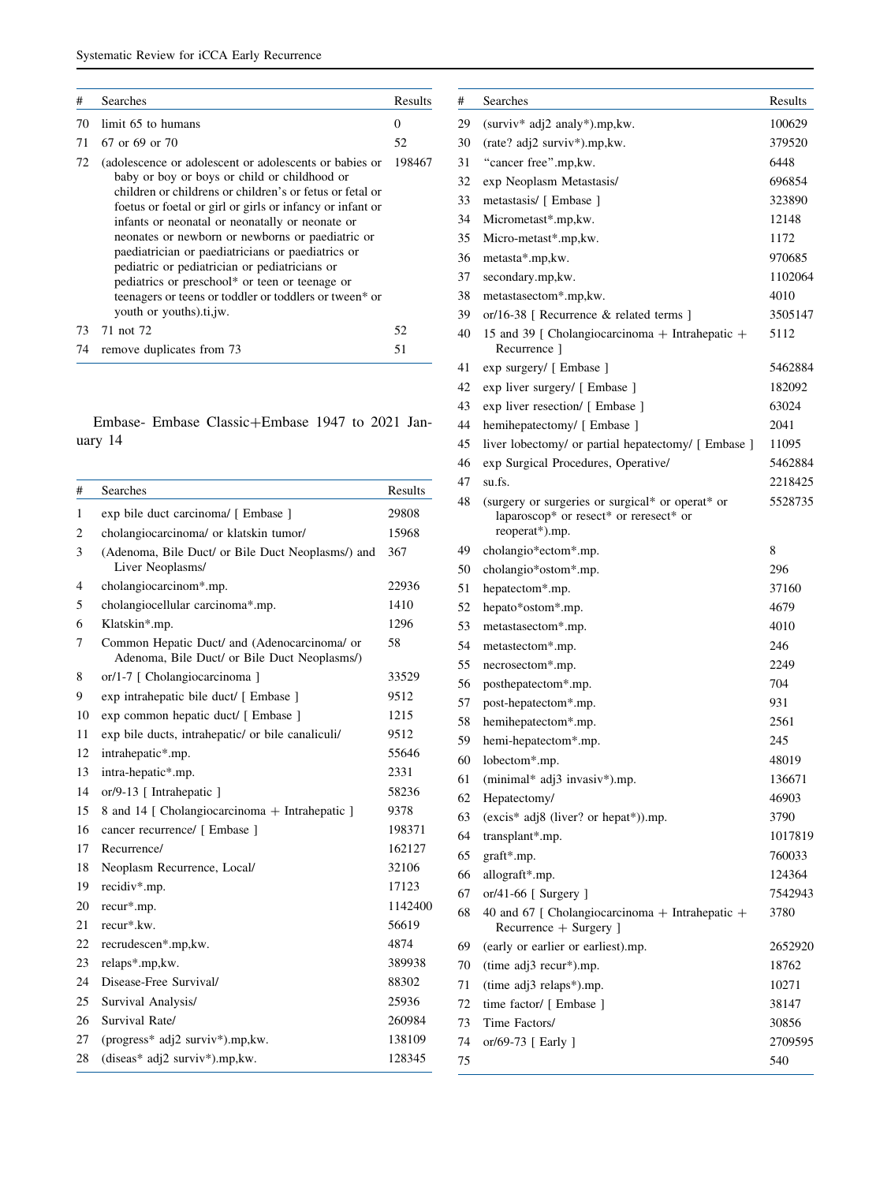| # | Searches | Results |
|---|---|---|
| 70 | limit 65 to humans | 0 |
| 71 | 67 or 69 or 70 | 52 |
| 72 | (adolescence or adolescent or adolescents or babies or baby or boy or boys or child or childhood or children or childrens or children's or fetus or fetal or foetus or foetal or girl or girls or infancy or infant or infants or neonatal or neonatally or neonate or neonates or newborn or newborns or paediatric or paediatrician or paediatricians or paediatrics or pediatric or pediatrician or pediatricians or pediatrics or preschool* or teen or teenage or teenagers or teens or toddler or toddlers or tween* or youth or youths).ti,jw. | 198467 |
| 73 | 71 not 72 | 52 |
| 74 | remove duplicates from 73 | 51 |

Embase- Embase Classic+Embase 1947 to 2021 January 14

| # | Searches | Results |
|---|---|---|
| 1 | exp bile duct carcinoma/ [ Embase ] | 29808 |
| 2 | cholangiocarcinoma/ or klatskin tumor/ | 15968 |
| 3 | (Adenoma, Bile Duct/ or Bile Duct Neoplasms/) and Liver Neoplasms/ | 367 |
| 4 | cholangiocarcinom*.mp. | 22936 |
| 5 | cholangiocellular carcinoma*.mp. | 1410 |
| 6 | Klatskin*.mp. | 1296 |
| 7 | Common Hepatic Duct/ and (Adenocarcinoma/ or Adenoma, Bile Duct/ or Bile Duct Neoplasms/) | 58 |
| 8 | or/1-7 [ Cholangiocarcinoma ] | 33529 |
| 9 | exp intrahepatic bile duct/ [ Embase ] | 9512 |
| 10 | exp common hepatic duct/ [ Embase ] | 1215 |
| 11 | exp bile ducts, intrahepatic/ or bile canaliculi/ | 9512 |
| 12 | intrahepatic*.mp. | 55646 |
| 13 | intra-hepatic*.mp. | 2331 |
| 14 | or/9-13 [ Intrahepatic ] | 58236 |
| 15 | 8 and 14 [ Cholangiocarcinoma + Intrahepatic ] | 9378 |
| 16 | cancer recurrence/ [ Embase ] | 198371 |
| 17 | Recurrence/ | 162127 |
| 18 | Neoplasm Recurrence, Local/ | 32106 |
| 19 | recidiv*.mp. | 17123 |
| 20 | recur*.mp. | 1142400 |
| 21 | recur*.kw. | 56619 |
| 22 | recrudescen*.mp,kw. | 4874 |
| 23 | relaps*.mp,kw. | 389938 |
| 24 | Disease-Free Survival/ | 88302 |
| 25 | Survival Analysis/ | 25936 |
| 26 | Survival Rate/ | 260984 |
| 27 | (progress* adj2 surviv*).mp,kw. | 138109 |
| 28 | (diseas* adj2 surviv*).mp,kw. | 128345 |
| 29 | (surviv* adj2 analy*).mp,kw. | 100629 |
| 30 | (rate? adj2 surviv*).mp,kw. | 379520 |
| 31 | "cancer free".mp,kw. | 6448 |
| 32 | exp Neoplasm Metastasis/ | 696854 |
| 33 | metastasis/ [ Embase ] | 323890 |
| 34 | Micrometast*.mp,kw. | 12148 |
| 35 | Micro-metast*.mp,kw. | 1172 |
| 36 | metasta*.mp,kw. | 970685 |
| 37 | secondary.mp,kw. | 1102064 |
| 38 | metastasectom*.mp,kw. | 4010 |
| 39 | or/16-38 [ Recurrence & related terms ] | 3505147 |
| 40 | 15 and 39 [ Cholangiocarcinoma + Intrahepatic + Recurrence ] | 5112 |
| 41 | exp surgery/ [ Embase ] | 5462884 |
| 42 | exp liver surgery/ [ Embase ] | 182092 |
| 43 | exp liver resection/ [ Embase ] | 63024 |
| 44 | hemihepatectomy/ [ Embase ] | 2041 |
| 45 | liver lobectomy/ or partial hepatectomy/ [ Embase ] | 11095 |
| 46 | exp Surgical Procedures, Operative/ | 5462884 |
| 47 | su.fs. | 2218425 |
| 48 | (surgery or surgeries or surgical* or operat* or laparoscop* or resect* or reresect* or reoperat*).mp. | 5528735 |
| 49 | cholangio*ectom*.mp. | 8 |
| 50 | cholangio*ostom*.mp. | 296 |
| 51 | hepatectom*.mp. | 37160 |
| 52 | hepato*ostom*.mp. | 4679 |
| 53 | metastasectom*.mp. | 4010 |
| 54 | metastectom*.mp. | 246 |
| 55 | necrosectom*.mp. | 2249 |
| 56 | posthepatectom*.mp. | 704 |
| 57 | post-hepatectom*.mp. | 931 |
| 58 | hemihepatectom*.mp. | 2561 |
| 59 | hemi-hepatectom*.mp. | 245 |
| 60 | lobectom*.mp. | 48019 |
| 61 | (minimal* adj3 invasiv*).mp. | 136671 |
| 62 | Hepatectomy/ | 46903 |
| 63 | (excis* adj8 (liver? or hepat*)).mp. | 3790 |
| 64 | transplant*.mp. | 1017819 |
| 65 | graft*.mp. | 760033 |
| 66 | allograft*.mp. | 124364 |
| 67 | or/41-66 [ Surgery ] | 7542943 |
| 68 | 40 and 67 [ Cholangiocarcinoma + Intrahepatic + Recurrence + Surgery ] | 3780 |
| 69 | (early or earlier or earliest).mp. | 2652920 |
| 70 | (time adj3 recur*).mp. | 18762 |
| 71 | (time adj3 relaps*).mp. | 10271 |
| 72 | time factor/ [ Embase ] | 38147 |
| 73 | Time Factors/ | 30856 |
| 74 | or/69-73 [ Early ] | 2709595 |
| 75 | | 540 |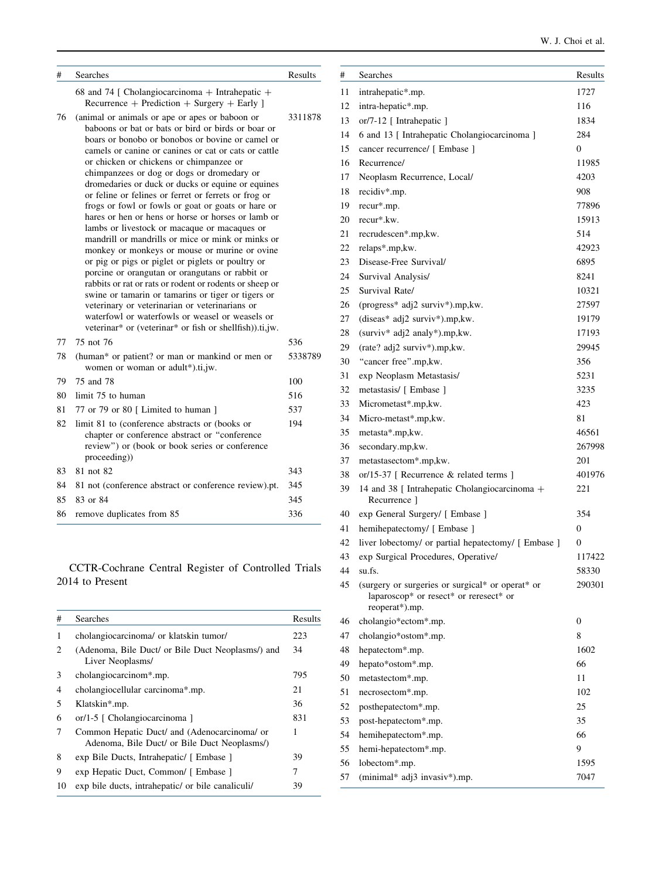| # | Searches | Results |
|---|---|---|
| | 68 and 74 [ Cholangiocarcinoma + Intrahepatic + Recurrence + Prediction + Surgery + Early ] | |
| 76 | (animal or animals or ape or apes or baboon or baboons or bat or bats or bird or birds or boar or boars or bonobo or bonobos or bovine or camel or camels or canine or canines or cat or cats or cattle or chicken or chickens or chimpanzee or chimpanzees or dog or dogs or dromedary or dromedaries or duck or ducks or equine or equines or feline or felines or ferret or ferrets or frog or frogs or fowl or fowls or goat or goats or hare or hares or hen or hens or horse or horses or lamb or lambs or livestock or macaque or macaques or mandrill or mandrills or mice or mink or minks or monkey or monkeys or mouse or murine or ovine or pig or pigs or piglet or piglets or poultry or porcine or orangutan or orangutans or rabbit or rabbits or rat or rats or rodent or rodents or sheep or swine or tamarin or tamarins or tiger or tigers or veterinary or veterinarian or veterinarians or waterfowl or waterfowls or weasel or weasels or veterinar* or (veterinar* or fish or shellfish)).ti,jw. | 3311878 |
| 77 | 75 not 76 | 536 |
| 78 | (human* or patient? or man or mankind or men or women or woman or adult*).ti,jw. | 5338789 |
| 79 | 75 and 78 | 100 |
| 80 | limit 75 to human | 516 |
| 81 | 77 or 79 or 80 [ Limited to human ] | 537 |
| 82 | limit 81 to (conference abstracts or (books or chapter or conference abstract or "conference review") or (book or book series or conference proceeding)) | 194 |
| 83 | 81 not 82 | 343 |
| 84 | 81 not (conference abstract or conference review).pt. | 345 |
| 85 | 83 or 84 | 345 |
| 86 | remove duplicates from 85 | 336 |

CCTR-Cochrane Central Register of Controlled Trials 2014 to Present

| # | Searches | Results |
|---|---|---|
| 1 | cholangiocarcinoma/ or klatskin tumor/ | 223 |
| 2 | (Adenoma, Bile Duct/ or Bile Duct Neoplasms/) and Liver Neoplasms/ | 34 |
| 3 | cholangiocarcinom*.mp. | 795 |
| 4 | cholangiocellular carcinoma*.mp. | 21 |
| 5 | Klatskin*.mp. | 36 |
| 6 | or/1-5 [ Cholangiocarcinoma ] | 831 |
| 7 | Common Hepatic Duct/ and (Adenocarcinoma/ or Adenoma, Bile Duct/ or Bile Duct Neoplasms/) | 1 |
| 8 | exp Bile Ducts, Intrahepatic/ [ Embase ] | 39 |
| 9 | exp Hepatic Duct, Common/ [ Embase ] | 7 |
| 10 | exp bile ducts, intrahepatic/ or bile canaliculi/ | 39 |
| 11 | intrahepatic*.mp. | 1727 |
| 12 | intra-hepatic*.mp. | 116 |
| 13 | or/7-12 [ Intrahepatic ] | 1834 |
| 14 | 6 and 13 [ Intrahepatic Cholangiocarcinoma ] | 284 |
| 15 | cancer recurrence/ [ Embase ] | 0 |
| 16 | Recurrence/ | 11985 |
| 17 | Neoplasm Recurrence, Local/ | 4203 |
| 18 | recidiv*.mp. | 908 |
| 19 | recur*.mp. | 77896 |
| 20 | recur*.kw. | 15913 |
| 21 | recrudescen*.mp,kw. | 514 |
| 22 | relaps*.mp,kw. | 42923 |
| 23 | Disease-Free Survival/ | 6895 |
| 24 | Survival Analysis/ | 8241 |
| 25 | Survival Rate/ | 10321 |
| 26 | (progress* adj2 surviv*).mp,kw. | 27597 |
| 27 | (diseas* adj2 surviv*).mp,kw. | 19179 |
| 28 | (surviv* adj2 analy*).mp,kw. | 17193 |
| 29 | (rate? adj2 surviv*).mp,kw. | 29945 |
| 30 | "cancer free".mp,kw. | 356 |
| 31 | exp Neoplasm Metastasis/ | 5231 |
| 32 | metastasis/ [ Embase ] | 3235 |
| 33 | Micrometast*.mp,kw. | 423 |
| 34 | Micro-metast*.mp,kw. | 81 |
| 35 | metasta*.mp,kw. | 46561 |
| 36 | secondary.mp,kw. | 267998 |
| 37 | metastasectom*.mp,kw. | 201 |
| 38 | or/15-37 [ Recurrence & related terms ] | 401976 |
| 39 | 14 and 38 [ Intrahepatic Cholangiocarcinoma + Recurrence ] | 221 |
| 40 | exp General Surgery/ [ Embase ] | 354 |
| 41 | hemihepatectomy/ [ Embase ] | 0 |
| 42 | liver lobectomy/ or partial hepatectomy/ [ Embase ] | 0 |
| 43 | exp Surgical Procedures, Operative/ | 117422 |
| 44 | su.fs. | 58330 |
| 45 | (surgery or surgeries or surgical* or operat* or laparoscop* or resect* or reresect* or reoperat*).mp. | 290301 |
| 46 | cholangio*ectom*.mp. | 0 |
| 47 | cholangio*ostom*.mp. | 8 |
| 48 | hepatectom*.mp. | 1602 |
| 49 | hepato*ostom*.mp. | 66 |
| 50 | metastectom*.mp. | 11 |
| 51 | necrosectom*.mp. | 102 |
| 52 | posthepatectom*.mp. | 25 |
| 53 | post-hepatectom*.mp. | 35 |
| 54 | hemihepatectom*.mp. | 66 |
| 55 | hemi-hepatectom*.mp. | 9 |
| 56 | lobectom*.mp. | 1595 |
| 57 | (minimal* adj3 invasiv*).mp. | 7047 |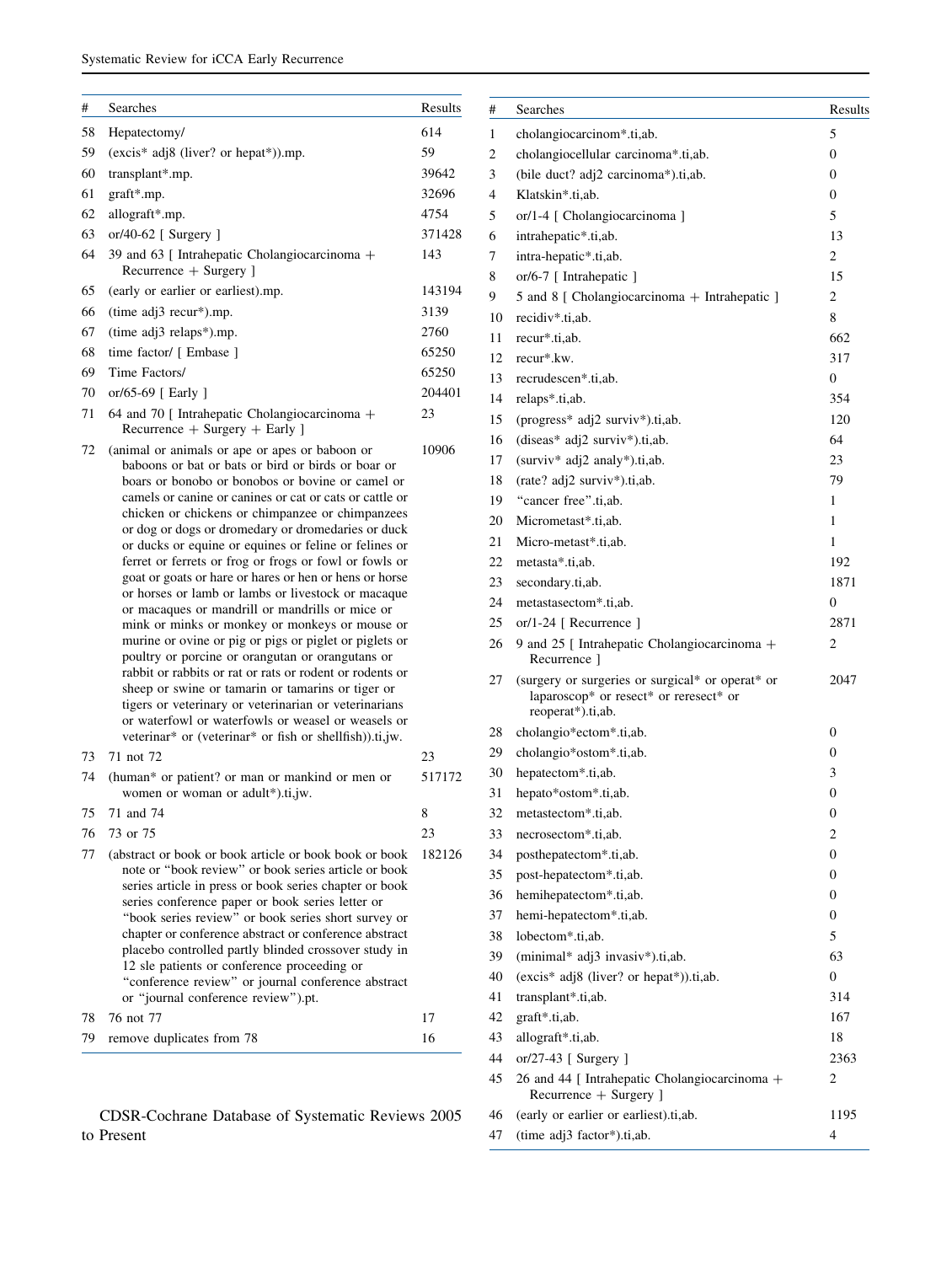| # | Searches | Results |
|---|---|---|
| 58 | Hepatectomy/ | 614 |
| 59 | (excis* adj8 (liver? or hepat*)).mp. | 59 |
| 60 | transplant*.mp. | 39642 |
| 61 | graft*.mp. | 32696 |
| 62 | allograft*.mp. | 4754 |
| 63 | or/40-62 [ Surgery ] | 371428 |
| 64 | 39 and 63 [ Intrahepatic Cholangiocarcinoma + Recurrence + Surgery ] | 143 |
| 65 | (early or earlier or earliest).mp. | 143194 |
| 66 | (time adj3 recur*).mp. | 3139 |
| 67 | (time adj3 relaps*).mp. | 2760 |
| 68 | time factor/ [ Embase ] | 65250 |
| 69 | Time Factors/ | 65250 |
| 70 | or/65-69 [ Early ] | 204401 |
| 71 | 64 and 70 [ Intrahepatic Cholangiocarcinoma + Recurrence + Surgery + Early ] | 23 |
| 72 | (animal or animals or ape or apes or baboon or baboons or bat or bats or bird or birds or boar or boars or bonobo or bonobos or bovine or camel or camels or canine or canines or cat or cats or cattle or chicken or chickens or chimpanzee or chimpanzees or dog or dogs or dromedary or dromedaries or duck or ducks or equine or equines or feline or felines or ferret or ferrets or frog or frogs or fowl or fowls or goat or goats or hare or hares or hen or hens or horse or horses or lamb or lambs or livestock or macaque or macaques or mandrill or mandrills or mice or mink or minks or monkey or monkeys or mouse or murine or ovine or pig or pigs or piglet or piglets or poultry or porcine or orangutan or orangutans or rabbit or rabbits or rat or rats or rodent or rodents or sheep or swine or tamarin or tamarins or tiger or tigers or veterinary or veterinarian or veterinarians or waterfowl or waterfowls or weasel or weasels or veterinar* or (veterinar* or fish or shellfish)).ti,jw. | 10906 |
| 73 | 71 not 72 | 23 |
| 74 | (human* or patient? or man or mankind or men or women or woman or adult*).ti,jw. | 517172 |
| 75 | 71 and 74 | 8 |
| 76 | 73 or 75 | 23 |
| 77 | (abstract or book or book article or book book or book note or "book review" or book series article or book series article in press or book series chapter or book series conference paper or book series letter or "book series review" or book series short survey or chapter or conference abstract or conference abstract placebo controlled partly blinded crossover study in 12 sle patients or conference proceeding or "conference review" or journal conference abstract or "journal conference review").pt. | 182126 |
| 78 | 76 not 77 | 17 |
| 79 | remove duplicates from 78 | 16 |

CDSR-Cochrane Database of Systematic Reviews 2005 to Present

| # | Searches | Results |
|---|---|---|
| 1 | cholangiocarcinom*.ti,ab. | 5 |
| 2 | cholangiocellular carcinoma*.ti,ab. | 0 |
| 3 | (bile duct? adj2 carcinoma*).ti,ab. | 0 |
| 4 | Klatskin*.ti,ab. | 0 |
| 5 | or/1-4 [ Cholangiocarcinoma ] | 5 |
| 6 | intrahepatic*.ti,ab. | 13 |
| 7 | intra-hepatic*.ti,ab. | 2 |
| 8 | or/6-7 [ Intrahepatic ] | 15 |
| 9 | 5 and 8 [ Cholangiocarcinoma + Intrahepatic ] | 2 |
| 10 | recidiv*.ti,ab. | 8 |
| 11 | recur*.ti,ab. | 662 |
| 12 | recur*.kw. | 317 |
| 13 | recrudescen*.ti,ab. | 0 |
| 14 | relaps*.ti,ab. | 354 |
| 15 | (progress* adj2 surviv*).ti,ab. | 120 |
| 16 | (diseas* adj2 surviv*).ti,ab. | 64 |
| 17 | (surviv* adj2 analy*).ti,ab. | 23 |
| 18 | (rate? adj2 surviv*).ti,ab. | 79 |
| 19 | "cancer free".ti,ab. | 1 |
| 20 | Micrometast*.ti,ab. | 1 |
| 21 | Micro-metast*.ti,ab. | 1 |
| 22 | metasta*.ti,ab. | 192 |
| 23 | secondary.ti,ab. | 1871 |
| 24 | metastasectom*.ti,ab. | 0 |
| 25 | or/1-24 [ Recurrence ] | 2871 |
| 26 | 9 and 25 [ Intrahepatic Cholangiocarcinoma + Recurrence ] | 2 |
| 27 | (surgery or surgeries or surgical* or operat* or laparoscop* or resect* or reresect* or reoperat*).ti,ab. | 2047 |
| 28 | cholangio*ectom*.ti,ab. | 0 |
| 29 | cholangio*ostom*.ti,ab. | 0 |
| 30 | hepatectom*.ti,ab. | 3 |
| 31 | hepato*ostom*.ti,ab. | 0 |
| 32 | metastectom*.ti,ab. | 0 |
| 33 | necrosectom*.ti,ab. | 2 |
| 34 | posthepatectom*.ti,ab. | 0 |
| 35 | post-hepatectom*.ti,ab. | 0 |
| 36 | hemihepatectom*.ti,ab. | 0 |
| 37 | hemi-hepatectom*.ti,ab. | 0 |
| 38 | lobectom*.ti,ab. | 5 |
| 39 | (minimal* adj3 invasiv*).ti,ab. | 63 |
| 40 | (excis* adj8 (liver? or hepat*)).ti,ab. | 0 |
| 41 | transplant*.ti,ab. | 314 |
| 42 | graft*.ti,ab. | 167 |
| 43 | allograft*.ti,ab. | 18 |
| 44 | or/27-43 [ Surgery ] | 2363 |
| 45 | 26 and 44 [ Intrahepatic Cholangiocarcinoma + Recurrence + Surgery ] | 2 |
| 46 | (early or earlier or earliest).ti,ab. | 1195 |
| 47 | (time adj3 factor*).ti,ab. | 4 |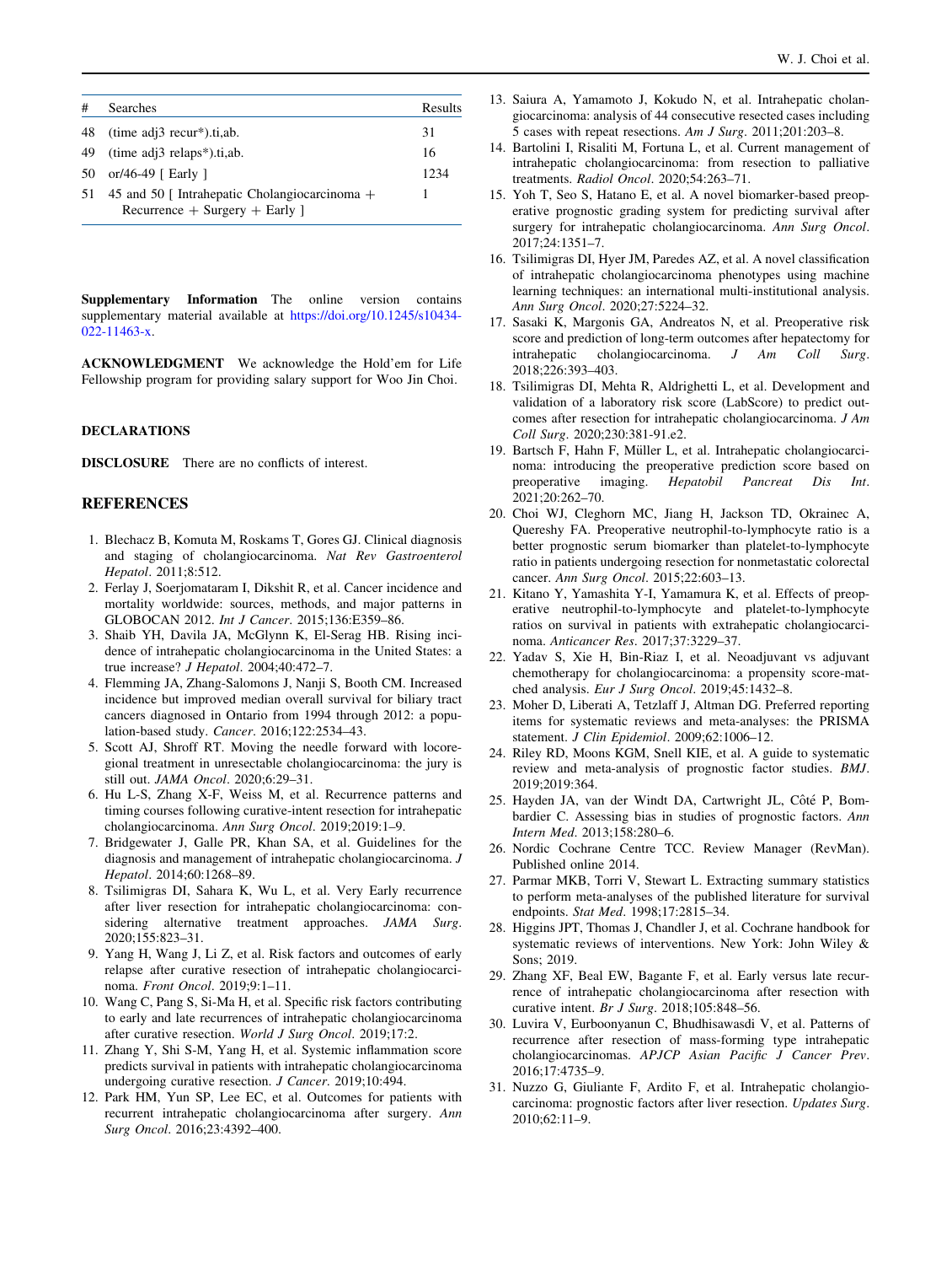| # | Searches | Results |
|---|---|---|
| 48 | (time adj3 recur*).ti,ab. | 31 |
| 49 | (time adj3 relaps*).ti,ab. | 16 |
| 50 | or/46-49 [ Early ] | 1234 |
| 51 | 45 and 50 [ Intrahepatic Cholangiocarcinoma + Recurrence + Surgery + Early ] | 1 |

**Supplementary Information** The online version contains supplementary material available at https://doi.org/10.1245/s10434-022-11463-x.

**ACKNOWLEDGMENT** We acknowledge the Hold'em for Life Fellowship program for providing salary support for Woo Jin Choi.

**DECLARATIONS**

**DISCLOSURE** There are no conflicts of interest.

## REFERENCES

1. Blechacz B, Komuta M, Roskams T, Gores GJ. Clinical diagnosis and staging of cholangiocarcinoma. *Nat Rev Gastroenterol Hepatol*. 2011;8:512.
2. Ferlay J, Soerjomataram I, Dikshit R, et al. Cancer incidence and mortality worldwide: sources, methods, and major patterns in GLOBOCAN 2012. *Int J Cancer*. 2015;136:E359–86.
3. Shaib YH, Davila JA, McGlynn K, El-Serag HB. Rising incidence of intrahepatic cholangiocarcinoma in the United States: a true increase? *J Hepatol*. 2004;40:472–7.
4. Flemming JA, Zhang-Salomons J, Nanji S, Booth CM. Increased incidence but improved median overall survival for biliary tract cancers diagnosed in Ontario from 1994 through 2012: a population-based study. *Cancer*. 2016;122:2534–43.
5. Scott AJ, Shroff RT. Moving the needle forward with locoregional treatment in unresectable cholangiocarcinoma: the jury is still out. *JAMA Oncol*. 2020;6:29–31.
6. Hu L-S, Zhang X-F, Weiss M, et al. Recurrence patterns and timing courses following curative-intent resection for intrahepatic cholangiocarcinoma. *Ann Surg Oncol*. 2019;2019:1–9.
7. Bridgewater J, Galle PR, Khan SA, et al. Guidelines for the diagnosis and management of intrahepatic cholangiocarcinoma. *J Hepatol*. 2014;60:1268–89.
8. Tsilimigras DI, Sahara K, Wu L, et al. Very Early recurrence after liver resection for intrahepatic cholangiocarcinoma: considering alternative treatment approaches. *JAMA Surg*. 2020;155:823–31.
9. Yang H, Wang J, Li Z, et al. Risk factors and outcomes of early relapse after curative resection of intrahepatic cholangiocarcinoma. *Front Oncol*. 2019;9:1–11.
10. Wang C, Pang S, Si-Ma H, et al. Specific risk factors contributing to early and late recurrences of intrahepatic cholangiocarcinoma after curative resection. *World J Surg Oncol*. 2019;17:2.
11. Zhang Y, Shi S-M, Yang H, et al. Systemic inflammation score predicts survival in patients with intrahepatic cholangiocarcinoma undergoing curative resection. *J Cancer*. 2019;10:494.
12. Park HM, Yun SP, Lee EC, et al. Outcomes for patients with recurrent intrahepatic cholangiocarcinoma after surgery. *Ann Surg Oncol*. 2016;23:4392–400.
13. Saiura A, Yamamoto J, Kokudo N, et al. Intrahepatic cholangiocarcinoma: analysis of 44 consecutive resected cases including 5 cases with repeat resections. *Am J Surg*. 2011;201:203–8.
14. Bartolini I, Risaliti M, Fortuna L, et al. Current management of intrahepatic cholangiocarcinoma: from resection to palliative treatments. *Radiol Oncol*. 2020;54:263–71.
15. Yoh T, Seo S, Hatano E, et al. A novel biomarker-based preoperative prognostic grading system for predicting survival after surgery for intrahepatic cholangiocarcinoma. *Ann Surg Oncol*. 2017;24:1351–7.
16. Tsilimigras DI, Hyer JM, Paredes AZ, et al. A novel classification of intrahepatic cholangiocarcinoma phenotypes using machine learning techniques: an international multi-institutional analysis. *Ann Surg Oncol*. 2020;27:5224–32.
17. Sasaki K, Margonis GA, Andreatos N, et al. Preoperative risk score and prediction of long-term outcomes after hepatectomy for intrahepatic cholangiocarcinoma. *J Am Coll Surg*. 2018;226:393–403.
18. Tsilimigras DI, Mehta R, Aldrighetti L, et al. Development and validation of a laboratory risk score (LabScore) to predict outcomes after resection for intrahepatic cholangiocarcinoma. *J Am Coll Surg*. 2020;230:381-91.e2.
19. Bartsch F, Hahn F, Müller L, et al. Intrahepatic cholangiocarcinoma: introducing the preoperative prediction score based on preoperative imaging. *Hepatobil Pancreat Dis Int*. 2021;20:262–70.
20. Choi WJ, Cleghorn MC, Jiang H, Jackson TD, Okrainec A, Quereshy FA. Preoperative neutrophil-to-lymphocyte ratio is a better prognostic serum biomarker than platelet-to-lymphocyte ratio in patients undergoing resection for nonmetastatic colorectal cancer. *Ann Surg Oncol*. 2015;22:603–13.
21. Kitano Y, Yamashita Y-I, Yamamura K, et al. Effects of preoperative neutrophil-to-lymphocyte and platelet-to-lymphocyte ratios on survival in patients with extrahepatic cholangiocarcinoma. *Anticancer Res*. 2017;37:3229–37.
22. Yadav S, Xie H, Bin-Riaz I, et al. Neoadjuvant vs adjuvant chemotherapy for cholangiocarcinoma: a propensity score-matched analysis. *Eur J Surg Oncol*. 2019;45:1432–8.
23. Moher D, Liberati A, Tetzlaff J, Altman DG. Preferred reporting items for systematic reviews and meta-analyses: the PRISMA statement. *J Clin Epidemiol*. 2009;62:1006–12.
24. Riley RD, Moons KGM, Snell KIE, et al. A guide to systematic review and meta-analysis of prognostic factor studies. *BMJ*. 2019;2019:364.
25. Hayden JA, van der Windt DA, Cartwright JL, Côté P, Bombardier C. Assessing bias in studies of prognostic factors. *Ann Intern Med*. 2013;158:280–6.
26. Nordic Cochrane Centre TCC. Review Manager (RevMan). Published online 2014.
27. Parmar MKB, Torri V, Stewart L. Extracting summary statistics to perform meta-analyses of the published literature for survival endpoints. *Stat Med*. 1998;17:2815–34.
28. Higgins JPT, Thomas J, Chandler J, et al. Cochrane handbook for systematic reviews of interventions. New York: John Wiley & Sons; 2019.
29. Zhang XF, Beal EW, Bagante F, et al. Early versus late recurrence of intrahepatic cholangiocarcinoma after resection with curative intent. *Br J Surg*. 2018;105:848–56.
30. Luvira V, Eurboonyanun C, Bhudhisawasdi V, et al. Patterns of recurrence after resection of mass-forming type intrahepatic cholangiocarcinomas. *APJCP Asian Pacific J Cancer Prev*. 2016;17:4735–9.
31. Nuzzo G, Giuliante F, Ardito F, et al. Intrahepatic cholangiocarcinoma: prognostic factors after liver resection. *Updates Surg*. 2010;62:11–9.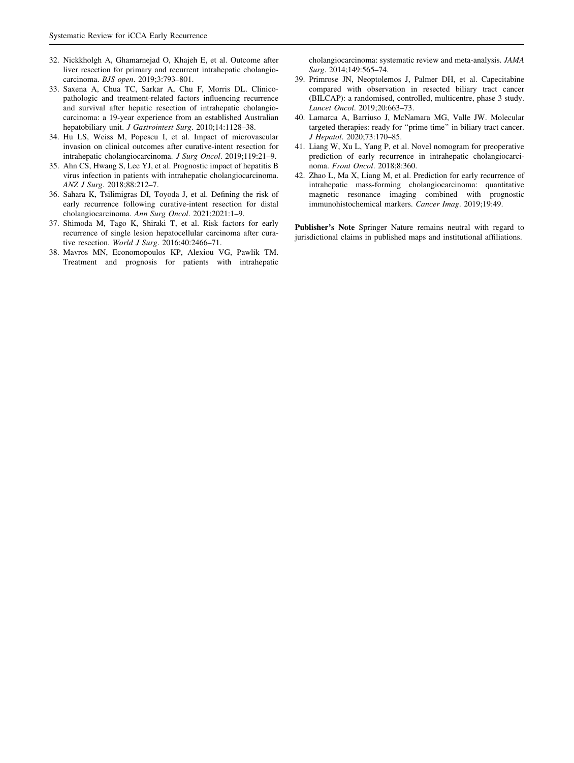32. Nickkholgh A, Ghamarnejad O, Khajeh E, et al. Outcome after liver resection for primary and recurrent intrahepatic cholangiocarcinoma. *BJS open*. 2019;3:793–801.
33. Saxena A, Chua TC, Sarkar A, Chu F, Morris DL. Clinicopathologic and treatment-related factors influencing recurrence and survival after hepatic resection of intrahepatic cholangiocarcinoma: a 19-year experience from an established Australian hepatobiliary unit. *J Gastrointest Surg*. 2010;14:1128–38.
34. Hu LS, Weiss M, Popescu I, et al. Impact of microvascular invasion on clinical outcomes after curative-intent resection for intrahepatic cholangiocarcinoma. *J Surg Oncol*. 2019;119:21–9.
35. Ahn CS, Hwang S, Lee YJ, et al. Prognostic impact of hepatitis B virus infection in patients with intrahepatic cholangiocarcinoma. *ANZ J Surg*. 2018;88:212–7.
36. Sahara K, Tsilimigras DI, Toyoda J, et al. Defining the risk of early recurrence following curative-intent resection for distal cholangiocarcinoma. *Ann Surg Oncol*. 2021;2021:1–9.
37. Shimoda M, Tago K, Shiraki T, et al. Risk factors for early recurrence of single lesion hepatocellular carcinoma after curative resection. *World J Surg*. 2016;40:2466–71.
38. Mavros MN, Economopoulos KP, Alexiou VG, Pawlik TM. Treatment and prognosis for patients with intrahepatic cholangiocarcinoma: systematic review and meta-analysis. *JAMA Surg*. 2014;149:565–74.
39. Primrose JN, Neoptolemos J, Palmer DH, et al. Capecitabine compared with observation in resected biliary tract cancer (BILCAP): a randomised, controlled, multicentre, phase 3 study. *Lancet Oncol*. 2019;20:663–73.
40. Lamarca A, Barriuso J, McNamara MG, Valle JW. Molecular targeted therapies: ready for "prime time" in biliary tract cancer. *J Hepatol*. 2020;73:170–85.
41. Liang W, Xu L, Yang P, et al. Novel nomogram for preoperative prediction of early recurrence in intrahepatic cholangiocarcinoma. *Front Oncol*. 2018;8:360.
42. Zhao L, Ma X, Liang M, et al. Prediction for early recurrence of intrahepatic mass-forming cholangiocarcinoma: quantitative magnetic resonance imaging combined with prognostic immunohistochemical markers. *Cancer Imag*. 2019;19:49.

**Publisher's Note** Springer Nature remains neutral with regard to jurisdictional claims in published maps and institutional affiliations.